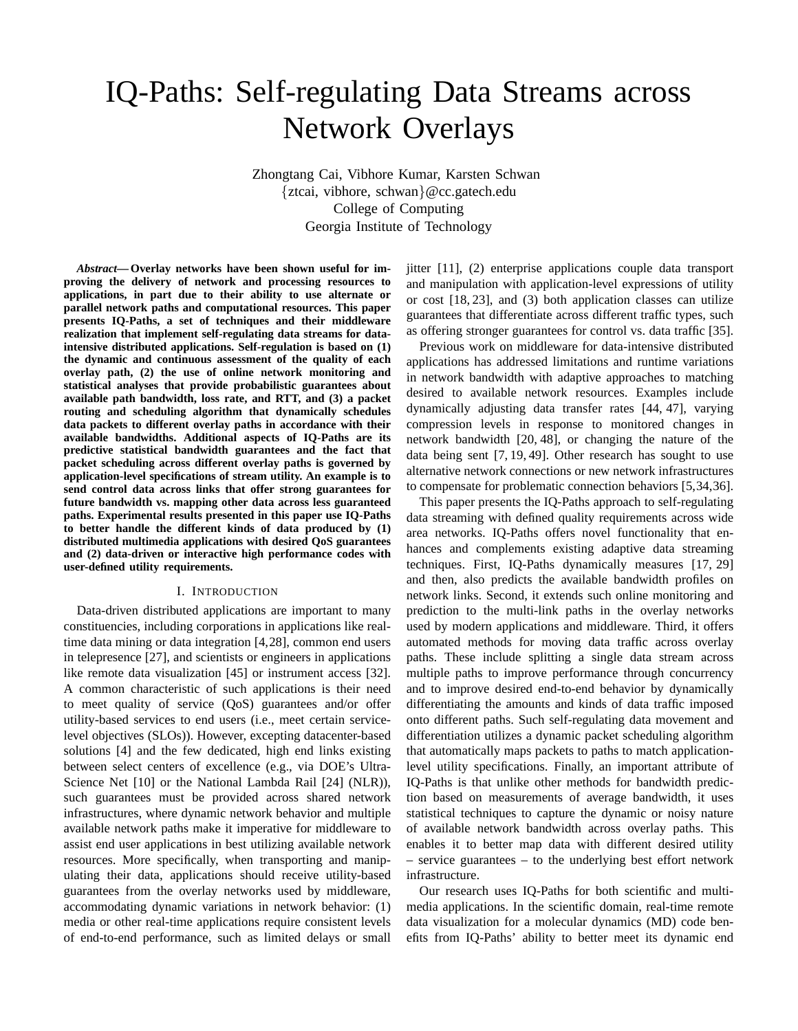# IQ-Paths: Self-regulating Data Streams across Network Overlays

Zhongtang Cai, Vibhore Kumar, Karsten Schwan
{ztcai, vibhore, schwan}@cc.gatech.edu
College of Computing
Georgia Institute of Technology

***Abstract*— Overlay networks have been shown useful for improving the delivery of network and processing resources to applications, in part due to their ability to use alternate or parallel network paths and computational resources. This paper presents IQ-Paths, a set of techniques and their middleware realization that implement self-regulating data streams for data-intensive distributed applications. Self-regulation is based on (1) the dynamic and continuous assessment of the quality of each overlay path, (2) the use of online network monitoring and statistical analyses that provide probabilistic guarantees about available path bandwidth, loss rate, and RTT, and (3) a packet routing and scheduling algorithm that dynamically schedules data packets to different overlay paths in accordance with their available bandwidths. Additional aspects of IQ-Paths are its predictive statistical bandwidth guarantees and the fact that packet scheduling across different overlay paths is governed by application-level specifications of stream utility. An example is to send control data across links that offer strong guarantees for future bandwidth vs. mapping other data across less guaranteed paths. Experimental results presented in this paper use IQ-Paths to better handle the different kinds of data produced by (1) distributed multimedia applications with desired QoS guarantees and (2) data-driven or interactive high performance codes with user-defined utility requirements.**

## I. Introduction

Data-driven distributed applications are important to many constituencies, including corporations in applications like real-time data mining or data integration [4,28], common end users in telepresence [27], and scientists or engineers in applications like remote data visualization [45] or instrument access [32]. A common characteristic of such applications is their need to meet quality of service (QoS) guarantees and/or offer utility-based services to end users (i.e., meet certain service-level objectives (SLOs)). However, excepting datacenter-based solutions [4] and the few dedicated, high end links existing between select centers of excellence (e.g., via DOE's Ultra-Science Net [10] or the National Lambda Rail [24] (NLR)), such guarantees must be provided across shared network infrastructures, where dynamic network behavior and multiple available network paths make it imperative for middleware to assist end user applications in best utilizing available network resources. More specifically, when transporting and manipulating their data, applications should receive utility-based guarantees from the overlay networks used by middleware, accommodating dynamic variations in network behavior: (1) media or other real-time applications require consistent levels of end-to-end performance, such as limited delays or small jitter [11], (2) enterprise applications couple data transport and manipulation with application-level expressions of utility or cost [18, 23], and (3) both application classes can utilize guarantees that differentiate across different traffic types, such as offering stronger guarantees for control vs. data traffic [35].

Previous work on middleware for data-intensive distributed applications has addressed limitations and runtime variations in network bandwidth with adaptive approaches to matching desired to available network resources. Examples include dynamically adjusting data transfer rates [44, 47], varying compression levels in response to monitored changes in network bandwidth [20, 48], or changing the nature of the data being sent [7, 19, 49]. Other research has sought to use alternative network connections or new network infrastructures to compensate for problematic connection behaviors [5,34,36].

This paper presents the IQ-Paths approach to self-regulating data streaming with defined quality requirements across wide area networks. IQ-Paths offers novel functionality that enhances and complements existing adaptive data streaming techniques. First, IQ-Paths dynamically measures [17, 29] and then, also predicts the available bandwidth profiles on network links. Second, it extends such online monitoring and prediction to the multi-link paths in the overlay networks used by modern applications and middleware. Third, it offers automated methods for moving data traffic across overlay paths. These include splitting a single data stream across multiple paths to improve performance through concurrency and to improve desired end-to-end behavior by dynamically differentiating the amounts and kinds of data traffic imposed onto different paths. Such self-regulating data movement and differentiation utilizes a dynamic packet scheduling algorithm that automatically maps packets to paths to match application-level utility specifications. Finally, an important attribute of IQ-Paths is that unlike other methods for bandwidth prediction based on measurements of average bandwidth, it uses statistical techniques to capture the dynamic or noisy nature of available network bandwidth across overlay paths. This enables it to better map data with different desired utility – service guarantees – to the underlying best effort network infrastructure.

Our research uses IQ-Paths for both scientific and multimedia applications. In the scientific domain, real-time remote data visualization for a molecular dynamics (MD) code benefits from IQ-Paths' ability to better meet its dynamic end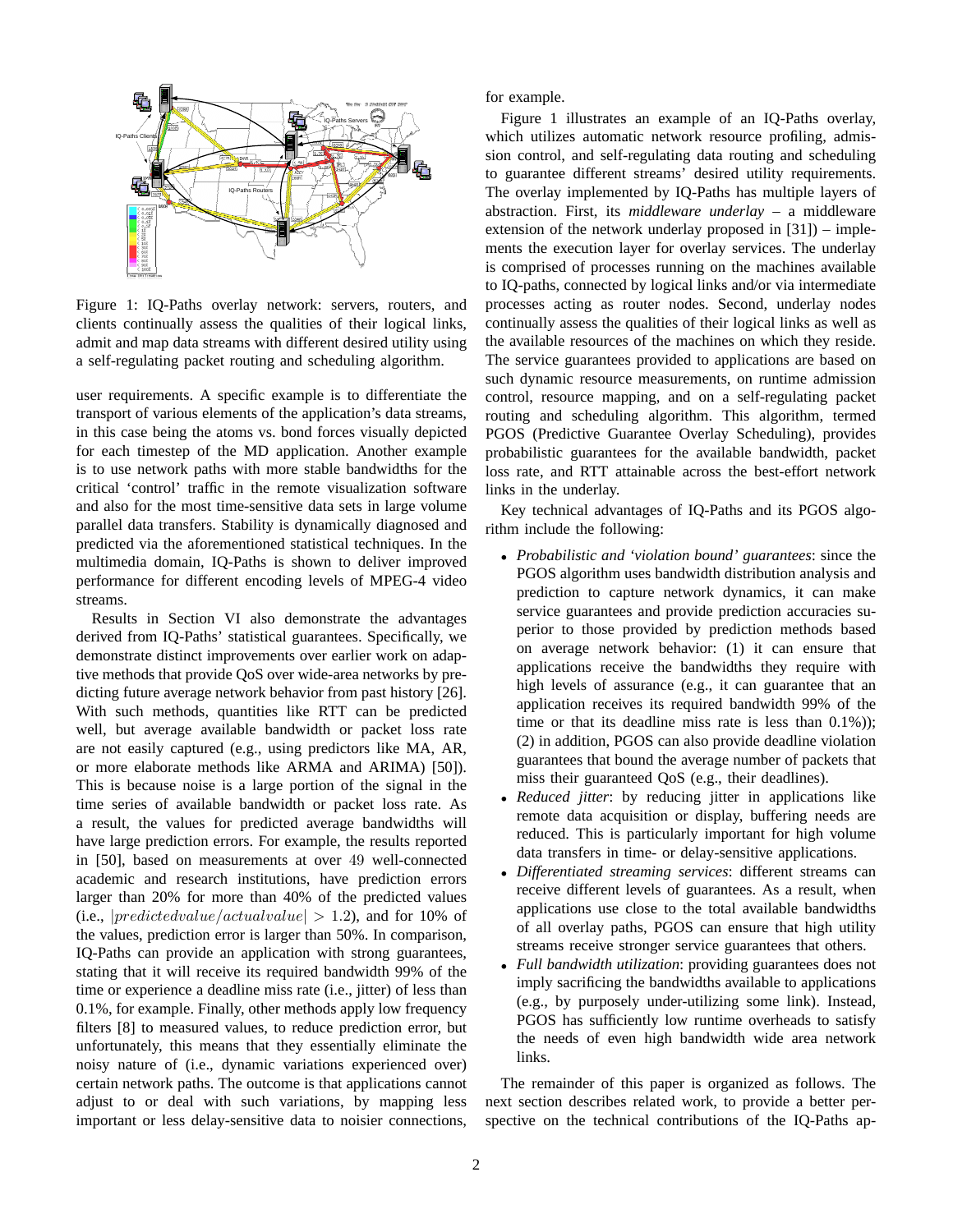IQ-Paths Servers

IQ-Paths Clients

IQ-Paths Routers

Figure 1: IQ-Paths overlay network: servers, routers, and clients continually assess the qualities of their logical links, admit and map data streams with different desired utility using a self-regulating packet routing and scheduling algorithm.

user requirements. A specific example is to differentiate the transport of various elements of the application's data streams, in this case being the atoms vs. bond forces visually depicted for each timestep of the MD application. Another example is to use network paths with more stable bandwidths for the critical 'control' traffic in the remote visualization software and also for the most time-sensitive data sets in large volume parallel data transfers. Stability is dynamically diagnosed and predicted via the aforementioned statistical techniques. In the multimedia domain, IQ-Paths is shown to deliver improved performance for different encoding levels of MPEG-4 video streams.

Results in Section VI also demonstrate the advantages derived from IQ-Paths' statistical guarantees. Specifically, we demonstrate distinct improvements over earlier work on adaptive methods that provide QoS over wide-area networks by predicting future average network behavior from past history [26]. With such methods, quantities like RTT can be predicted well, but average available bandwidth or packet loss rate are not easily captured (e.g., using predictors like MA, AR, or more elaborate methods like ARMA and ARIMA) [50]). This is because noise is a large portion of the signal in the time series of available bandwidth or packet loss rate. As a result, the values for predicted average bandwidths will have large prediction errors. For example, the results reported in [50], based on measurements at over 49 well-connected academic and research institutions, have prediction errors larger than 20% for more than 40% of the predicted values (i.e., $|predictedvalue/actualvalue| > 1.2$), and for 10% of the values, prediction error is larger than 50%. In comparison, IQ-Paths can provide an application with strong guarantees, stating that it will receive its required bandwidth 99% of the time or experience a deadline miss rate (i.e., jitter) of less than 0.1%, for example. Finally, other methods apply low frequency filters [8] to measured values, to reduce prediction error, but unfortunately, this means that they essentially eliminate the noisy nature of (i.e., dynamic variations experienced over) certain network paths. The outcome is that applications cannot adjust to or deal with such variations, by mapping less important or less delay-sensitive data to noisier connections, for example.

Figure 1 illustrates an example of an IQ-Paths overlay, which utilizes automatic network resource profiling, admission control, and self-regulating data routing and scheduling to guarantee different streams' desired utility requirements. The overlay implemented by IQ-Paths has multiple layers of abstraction. First, its *middleware underlay* – a middleware extension of the network underlay proposed in [31]) – implements the execution layer for overlay services. The underlay is comprised of processes running on the machines available to IQ-paths, connected by logical links and/or via intermediate processes acting as router nodes. Second, underlay nodes continually assess the qualities of their logical links as well as the available resources of the machines on which they reside. The service guarantees provided to applications are based on such dynamic resource measurements, on runtime admission control, resource mapping, and on a self-regulating packet routing and scheduling algorithm. This algorithm, termed PGOS (Predictive Guarantee Overlay Scheduling), provides probabilistic guarantees for the available bandwidth, packet loss rate, and RTT attainable across the best-effort network links in the underlay.

Key technical advantages of IQ-Paths and its PGOS algorithm include the following:

- *Probabilistic and 'violation bound' guarantees*: since the PGOS algorithm uses bandwidth distribution analysis and prediction to capture network dynamics, it can make service guarantees and provide prediction accuracies superior to those provided by prediction methods based on average network behavior: (1) it can ensure that applications receive the bandwidths they require with high levels of assurance (e.g., it can guarantee that an application receives its required bandwidth 99% of the time or that its deadline miss rate is less than 0.1%)); (2) in addition, PGOS can also provide deadline violation guarantees that bound the average number of packets that miss their guaranteed QoS (e.g., their deadlines).
- *Reduced jitter*: by reducing jitter in applications like remote data acquisition or display, buffering needs are reduced. This is particularly important for high volume data transfers in time- or delay-sensitive applications.
- *Differentiated streaming services*: different streams can receive different levels of guarantees. As a result, when applications use close to the total available bandwidths of all overlay paths, PGOS can ensure that high utility streams receive stronger service guarantees that others.
- *Full bandwidth utilization*: providing guarantees does not imply sacrificing the bandwidths available to applications (e.g., by purposely under-utilizing some link). Instead, PGOS has sufficiently low runtime overheads to satisfy the needs of even high bandwidth wide area network links.

The remainder of this paper is organized as follows. The next section describes related work, to provide a better perspective on the technical contributions of the IQ-Paths ap-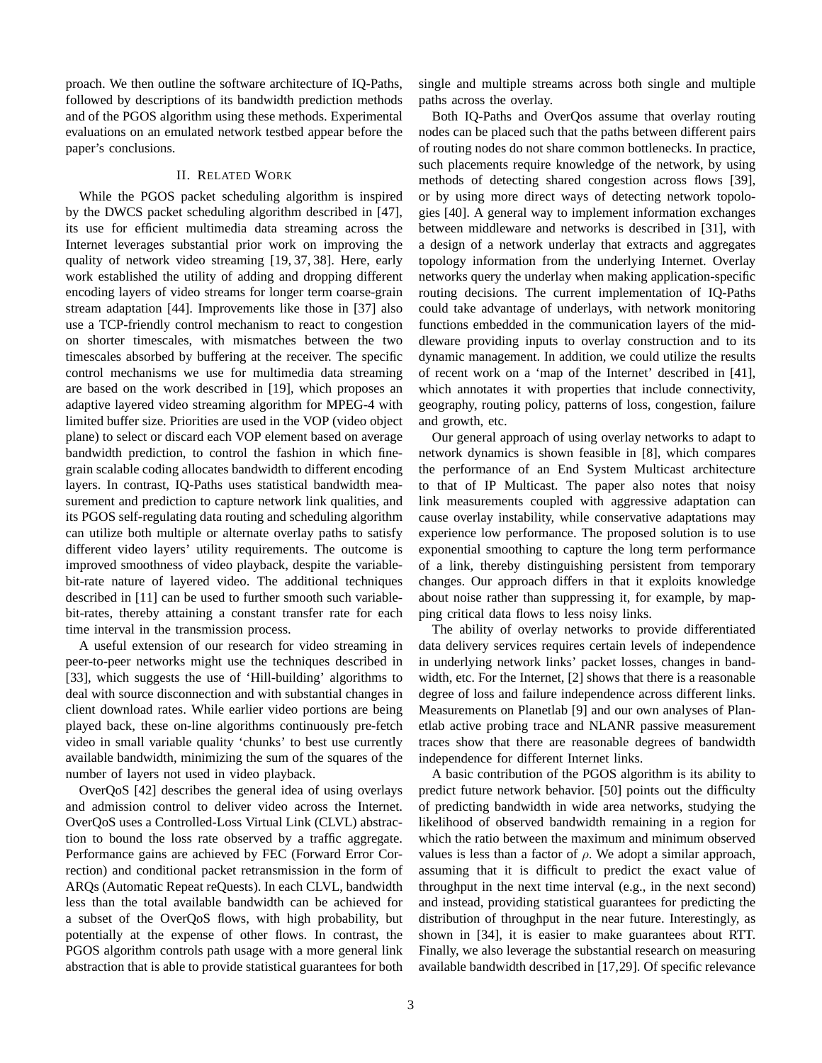proach. We then outline the software architecture of IQ-Paths, followed by descriptions of its bandwidth prediction methods and of the PGOS algorithm using these methods. Experimental evaluations on an emulated network testbed appear before the paper's conclusions.

## II. Related Work

While the PGOS packet scheduling algorithm is inspired by the DWCS packet scheduling algorithm described in [47], its use for efficient multimedia data streaming across the Internet leverages substantial prior work on improving the quality of network video streaming [19, 37, 38]. Here, early work established the utility of adding and dropping different encoding layers of video streams for longer term coarse-grain stream adaptation [44]. Improvements like those in [37] also use a TCP-friendly control mechanism to react to congestion on shorter timescales, with mismatches between the two timescales absorbed by buffering at the receiver. The specific control mechanisms we use for multimedia data streaming are based on the work described in [19], which proposes an adaptive layered video streaming algorithm for MPEG-4 with limited buffer size. Priorities are used in the VOP (video object plane) to select or discard each VOP element based on average bandwidth prediction, to control the fashion in which fine-grain scalable coding allocates bandwidth to different encoding layers. In contrast, IQ-Paths uses statistical bandwidth measurement and prediction to capture network link qualities, and its PGOS self-regulating data routing and scheduling algorithm can utilize both multiple or alternate overlay paths to satisfy different video layers' utility requirements. The outcome is improved smoothness of video playback, despite the variable-bit-rate nature of layered video. The additional techniques described in [11] can be used to further smooth such variable-bit-rates, thereby attaining a constant transfer rate for each time interval in the transmission process.

A useful extension of our research for video streaming in peer-to-peer networks might use the techniques described in [33], which suggests the use of 'Hill-building' algorithms to deal with source disconnection and with substantial changes in client download rates. While earlier video portions are being played back, these on-line algorithms continuously pre-fetch video in small variable quality 'chunks' to best use currently available bandwidth, minimizing the sum of the squares of the number of layers not used in video playback.

OverQoS [42] describes the general idea of using overlays and admission control to deliver video across the Internet. OverQoS uses a Controlled-Loss Virtual Link (CLVL) abstraction to bound the loss rate observed by a traffic aggregate. Performance gains are achieved by FEC (Forward Error Correction) and conditional packet retransmission in the form of ARQs (Automatic Repeat reQuests). In each CLVL, bandwidth less than the total available bandwidth can be achieved for a subset of the OverQoS flows, with high probability, but potentially at the expense of other flows. In contrast, the PGOS algorithm controls path usage with a more general link abstraction that is able to provide statistical guarantees for both single and multiple streams across both single and multiple paths across the overlay.

Both IQ-Paths and OverQos assume that overlay routing nodes can be placed such that the paths between different pairs of routing nodes do not share common bottlenecks. In practice, such placements require knowledge of the network, by using methods of detecting shared congestion across flows [39], or by using more direct ways of detecting network topologies [40]. A general way to implement information exchanges between middleware and networks is described in [31], with a design of a network underlay that extracts and aggregates topology information from the underlying Internet. Overlay networks query the underlay when making application-specific routing decisions. The current implementation of IQ-Paths could take advantage of underlays, with network monitoring functions embedded in the communication layers of the middleware providing inputs to overlay construction and to its dynamic management. In addition, we could utilize the results of recent work on a 'map of the Internet' described in [41], which annotates it with properties that include connectivity, geography, routing policy, patterns of loss, congestion, failure and growth, etc.

Our general approach of using overlay networks to adapt to network dynamics is shown feasible in [8], which compares the performance of an End System Multicast architecture to that of IP Multicast. The paper also notes that noisy link measurements coupled with aggressive adaptation can cause overlay instability, while conservative adaptations may experience low performance. The proposed solution is to use exponential smoothing to capture the long term performance of a link, thereby distinguishing persistent from temporary changes. Our approach differs in that it exploits knowledge about noise rather than suppressing it, for example, by mapping critical data flows to less noisy links.

The ability of overlay networks to provide differentiated data delivery services requires certain levels of independence in underlying network links' packet losses, changes in bandwidth, etc. For the Internet, [2] shows that there is a reasonable degree of loss and failure independence across different links. Measurements on Planetlab [9] and our own analyses of Planetlab active probing trace and NLANR passive measurement traces show that there are reasonable degrees of bandwidth independence for different Internet links.

A basic contribution of the PGOS algorithm is its ability to predict future network behavior. [50] points out the difficulty of predicting bandwidth in wide area networks, studying the likelihood of observed bandwidth remaining in a region for which the ratio between the maximum and minimum observed values is less than a factor of $\rho$. We adopt a similar approach, assuming that it is difficult to predict the exact value of throughput in the next time interval (e.g., in the next second) and instead, providing statistical guarantees for predicting the distribution of throughput in the near future. Interestingly, as shown in [34], it is easier to make guarantees about RTT. Finally, we also leverage the substantial research on measuring available bandwidth described in [17,29]. Of specific relevance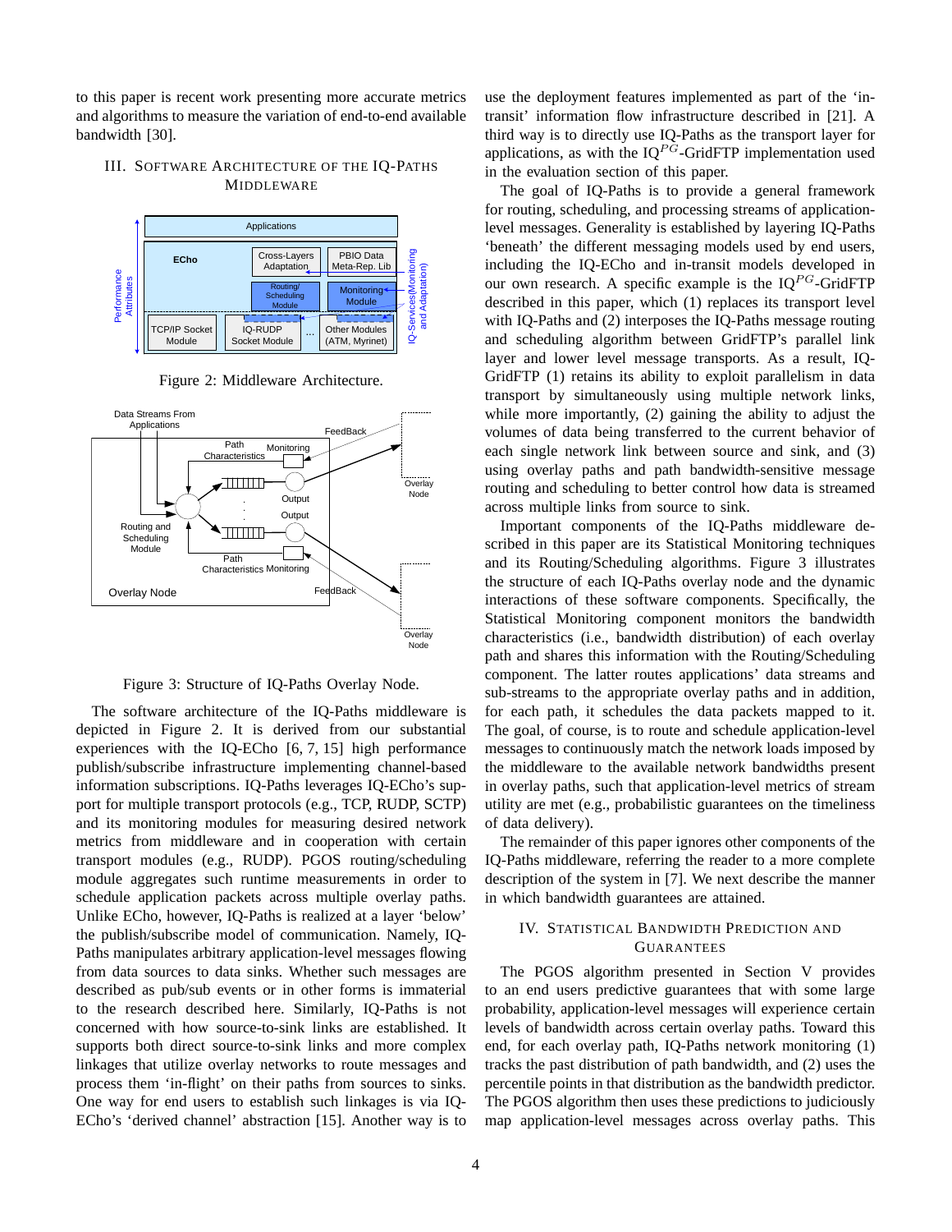to this paper is recent work presenting more accurate metrics and algorithms to measure the variation of end-to-end available bandwidth [30].

## III. Software Architecture of the IQ-Paths Middleware

Figure 2: Middleware Architecture.

Figure 3: Structure of IQ-Paths Overlay Node.

The software architecture of the IQ-Paths middleware is depicted in Figure 2. It is derived from our substantial experiences with the IQ-ECho [6, 7, 15] high performance publish/subscribe infrastructure implementing channel-based information subscriptions. IQ-Paths leverages IQ-ECho's support for multiple transport protocols (e.g., TCP, RUDP, SCTP) and its monitoring modules for measuring desired network metrics from middleware and in cooperation with certain transport modules (e.g., RUDP). PGOS routing/scheduling module aggregates such runtime measurements in order to schedule application packets across multiple overlay paths. Unlike ECho, however, IQ-Paths is realized at a layer 'below' the publish/subscribe model of communication. Namely, IQ-Paths manipulates arbitrary application-level messages flowing from data sources to data sinks. Whether such messages are described as pub/sub events or in other forms is immaterial to the research described here. Similarly, IQ-Paths is not concerned with how source-to-sink links are established. It supports both direct source-to-sink links and more complex linkages that utilize overlay networks to route messages and process them 'in-flight' on their paths from sources to sinks. One way for end users to establish such linkages is via IQ-ECho's 'derived channel' abstraction [15]. Another way is to use the deployment features implemented as part of the 'in-transit' information flow infrastructure described in [21]. A third way is to directly use IQ-Paths as the transport layer for applications, as with the IQ$^{PG}$-GridFTP implementation used in the evaluation section of this paper.

The goal of IQ-Paths is to provide a general framework for routing, scheduling, and processing streams of application-level messages. Generality is established by layering IQ-Paths 'beneath' the different messaging models used by end users, including the IQ-ECho and in-transit models developed in our own research. A specific example is the IQ$^{PG}$-GridFTP described in this paper, which (1) replaces its transport level with IQ-Paths and (2) interposes the IQ-Paths message routing and scheduling algorithm between GridFTP's parallel link layer and lower level message transports. As a result, IQ-GridFTP (1) retains its ability to exploit parallelism in data transport by simultaneously using multiple network links, while more importantly, (2) gaining the ability to adjust the volumes of data being transferred to the current behavior of each single network link between source and sink, and (3) using overlay paths and path bandwidth-sensitive message routing and scheduling to better control how data is streamed across multiple links from source to sink.

Important components of the IQ-Paths middleware described in this paper are its Statistical Monitoring techniques and its Routing/Scheduling algorithms. Figure 3 illustrates the structure of each IQ-Paths overlay node and the dynamic interactions of these software components. Specifically, the Statistical Monitoring component monitors the bandwidth characteristics (i.e., bandwidth distribution) of each overlay path and shares this information with the Routing/Scheduling component. The latter routes applications' data streams and sub-streams to the appropriate overlay paths and in addition, for each path, it schedules the data packets mapped to it. The goal, of course, is to route and schedule application-level messages to continuously match the network loads imposed by the middleware to the available network bandwidths present in overlay paths, such that application-level metrics of stream utility are met (e.g., probabilistic guarantees on the timeliness of data delivery).

The remainder of this paper ignores other components of the IQ-Paths middleware, referring the reader to a more complete description of the system in [7]. We next describe the manner in which bandwidth guarantees are attained.

## IV. Statistical Bandwidth Prediction and Guarantees

The PGOS algorithm presented in Section V provides to an end users predictive guarantees that with some large probability, application-level messages will experience certain levels of bandwidth across certain overlay paths. Toward this end, for each overlay path, IQ-Paths network monitoring (1) tracks the past distribution of path bandwidth, and (2) uses the percentile points in that distribution as the bandwidth predictor. The PGOS algorithm then uses these predictions to judiciously map application-level messages across overlay paths. This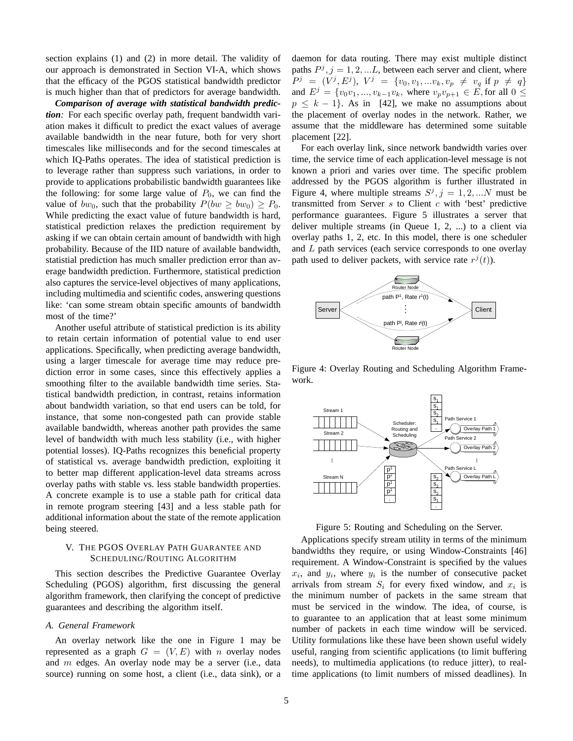section explains (1) and (2) in more detail. The validity of our approach is demonstrated in Section VI-A, which shows that the efficacy of the PGOS statistical bandwidth predictor is much higher than that of predictors for average bandwidth.

***Comparison of average with statistical bandwidth prediction:*** For each specific overlay path, frequent bandwidth variation makes it difficult to predict the exact values of average available bandwidth in the near future, both for very short timescales like milliseconds and for the second timescales at which IQ-Paths operates. The idea of statistical prediction is to leverage rather than suppress such variations, in order to provide to applications probabilistic bandwidth guarantees like the following: for some large value of $P_0$, we can find the value of $bw_0$, such that the probability $P(bw \geq bw_0) \geq P_0$. While predicting the exact value of future bandwidth is hard, statistical prediction relaxes the prediction requirement by asking if we can obtain certain amount of bandwidth with high probability. Because of the IID nature of available bandwidth, statistial prediction has much smaller prediction error than average bandwidth prediction. Furthermore, statistical prediction also captures the service-level objectives of many applications, including multimedia and scientific codes, answering questions like: 'can some stream obtain specific amounts of bandwidth most of the time?'

Another useful attribute of statistical prediction is its ability to retain certain information of potential value to end user applications. Specifically, when predicting average bandwidth, using a larger timescale for average time may reduce prediction error in some cases, since this effectively applies a smoothing filter to the available bandwidth time series. Statistical bandwidth prediction, in contrast, retains information about bandwidth variation, so that end users can be told, for instance, that some non-congested path can provide stable available bandwidth, whereas another path provides the same level of bandwidth with much less stability (i.e., with higher potential losses). IQ-Paths recognizes this beneficial property of statistical vs. average bandwidth prediction, exploiting it to better map different application-level data streams across overlay paths with stable vs. less stable bandwidth properties. A concrete example is to use a stable path for critical data in remote program steering [43] and a less stable path for additional information about the state of the remote application being steered.

## V. The PGOS Overlay Path Guarantee and Scheduling/Routing Algorithm

This section describes the Predictive Guarantee Overlay Scheduling (PGOS) algorithm, first discussing the general algorithm framework, then clarifying the concept of predictive guarantees and describing the algorithm itself.

### A. General Framework

An overlay network like the one in Figure 1 may be represented as a graph $G = (V, E)$ with $n$ overlay nodes and $m$ edges. An overlay node may be a server (i.e., data source) running on some host, a client (i.e., data sink), or a daemon for data routing. There may exist multiple distinct paths $P^j, j = 1, 2, ...L$, between each server and client, where $P^j = (V^j, E^j)$, $V^j = \{v_0, v_1, ...v_k, v_p \neq v_q \text{ if } p \neq q\}$ and $E^j = \{v_0v_1, ..., v_{k-1}v_k$, where $v_pv_{p+1} \in E$, for all $0 \leq p \leq k-1\}$. As in [42], we make no assumptions about the placement of overlay nodes in the network. Rather, we assume that the middleware has determined some suitable placement [22].

For each overlay link, since network bandwidth varies over time, the service time of each application-level message is not known a priori and varies over time. The specific problem addressed by the PGOS algorithm is further illustrated in Figure 4, where multiple streams $S^j, j = 1, 2, ...N$ must be transmitted from Server $s$ to Client $c$ with 'best' predictive performance guarantees. Figure 5 illustrates a server that deliver multiple streams (in Queue 1, 2, ...) to a client via overlay paths 1, 2, etc. In this model, there is one scheduler and $L$ path services (each service corresponds to one overlay path used to deliver packets, with service rate $r^j(t)$).

Figure 4: Overlay Routing and Scheduling Algorithm Framework.

Figure 5: Routing and Scheduling on the Server.

Applications specify stream utility in terms of the minimum bandwidths they require, or using Window-Constraints [46] requirement. A Window-Constraint is specified by the values $x_i$, and $y_i$, where $y_i$ is the number of consecutive packet arrivals from stream $S_i$ for every fixed window, and $x_i$ is the minimum number of packets in the same stream that must be serviced in the window. The idea, of course, is to guarantee to an application that at least some minimum number of packets in each time window will be serviced. Utility formulations like these have been shown useful widely useful, ranging from scientific applications (to limit buffering needs), to multimedia applications (to reduce jitter), to real-time applications (to limit numbers of missed deadlines). In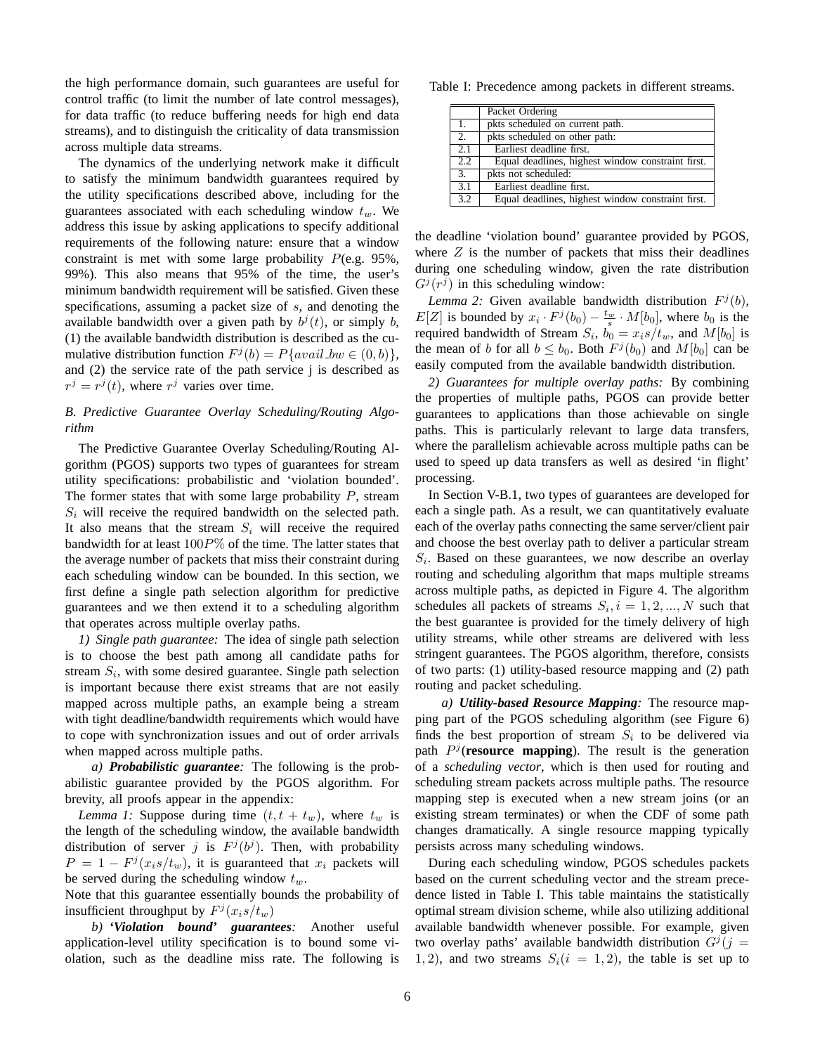the high performance domain, such guarantees are useful for control traffic (to limit the number of late control messages), for data traffic (to reduce buffering needs for high end data streams), and to distinguish the criticality of data transmission across multiple data streams.

The dynamics of the underlying network make it difficult to satisfy the minimum bandwidth guarantees required by the utility specifications described above, including for the guarantees associated with each scheduling window $t_w$. We address this issue by asking applications to specify additional requirements of the following nature: ensure that a window constraint is met with some large probability $P$(e.g. 95%, 99%). This also means that 95% of the time, the user's minimum bandwidth requirement will be satisfied. Given these specifications, assuming a packet size of $s$, and denoting the available bandwidth over a given path by $b^j(t)$, or simply $b$, (1) the available bandwidth distribution is described as the cumulative distribution function $F^j(b) = P\{avail\_bw \in (0, b)\}$, and (2) the service rate of the path service j is described as $r^j = r^j(t)$, where $r^j$ varies over time.

### *B. Predictive Guarantee Overlay Scheduling/Routing Algorithm*

The Predictive Guarantee Overlay Scheduling/Routing Algorithm (PGOS) supports two types of guarantees for stream utility specifications: probabilistic and 'violation bounded'. The former states that with some large probability $P$, stream $S_i$ will receive the required bandwidth on the selected path. It also means that the stream $S_i$ will receive the required bandwidth for at least $100P\%$ of the time. The latter states that the average number of packets that miss their constraint during each scheduling window can be bounded. In this section, we first define a single path selection algorithm for predictive guarantees and we then extend it to a scheduling algorithm that operates across multiple overlay paths.

*1) Single path guarantee:* The idea of single path selection is to choose the best path among all candidate paths for stream $S_i$, with some desired guarantee. Single path selection is important because there exist streams that are not easily mapped across multiple paths, an example being a stream with tight deadline/bandwidth requirements which would have to cope with synchronization issues and out of order arrivals when mapped across multiple paths.

*a) **Probabilistic guarantee**:* The following is the probabilistic guarantee provided by the PGOS algorithm. For brevity, all proofs appear in the appendix:

*Lemma 1:* Suppose during time $(t, t + t_w)$, where $t_w$ is the length of the scheduling window, the available bandwidth distribution of server $j$ is $F^j(b^j)$. Then, with probability $P = 1 - F^j(x_i s/t_w)$, it is guaranteed that $x_i$ packets will be served during the scheduling window $t_w$.

Note that this guarantee essentially bounds the probability of insufficient throughput by $F^j(x_i s/t_w)$

*b) **'Violation bound' guarantees**:* Another useful application-level utility specification is to bound some violation, such as the deadline miss rate. The following is the deadline 'violation bound' guarantee provided by PGOS, where $Z$ is the number of packets that miss their deadlines during one scheduling window, given the rate distribution $G^j(r^j)$ in this scheduling window:

*Lemma 2:* Given available bandwidth distribution $F^j(b)$, $E[Z]$ is bounded by $x_i \cdot F^j(b_0) - \frac{t_w}{s} \cdot M[b_0]$, where $b_0$ is the required bandwidth of Stream $S_i$, $b_0 = x_i s/t_w$, and $M[b_0]$ is the mean of $b$ for all $b \leq b_0$. Both $F^j(b_0)$ and $M[b_0]$ can be easily computed from the available bandwidth distribution.

*2) Guarantees for multiple overlay paths:* By combining the properties of multiple paths, PGOS can provide better guarantees to applications than those achievable on single paths. This is particularly relevant to large data transfers, where the parallelism achievable across multiple paths can be used to speed up data transfers as well as desired 'in flight' processing.

In Section V-B.1, two types of guarantees are developed for each a single path. As a result, we can quantitatively evaluate each of the overlay paths connecting the same server/client pair and choose the best overlay path to deliver a particular stream $S_i$. Based on these guarantees, we now describe an overlay routing and scheduling algorithm that maps multiple streams across multiple paths, as depicted in Figure 4. The algorithm schedules all packets of streams $S_i, i = 1, 2, ..., N$ such that the best guarantee is provided for the timely delivery of high utility streams, while other streams are delivered with less stringent guarantees. The PGOS algorithm, therefore, consists of two parts: (1) utility-based resource mapping and (2) path routing and packet scheduling.

*a) **Utility-based Resource Mapping**:* The resource mapping part of the PGOS scheduling algorithm (see Figure 6) finds the best proportion of stream $S_i$ to be delivered via path $P^j$(**resource mapping**). The result is the generation of a *scheduling vector*, which is then used for routing and scheduling stream packets across multiple paths. The resource mapping step is executed when a new stream joins (or an existing stream terminates) or when the CDF of some path changes dramatically. A single resource mapping typically persists across many scheduling windows.

During each scheduling window, PGOS schedules packets based on the current scheduling vector and the stream precedence listed in Table I. This table maintains the statistically optimal stream division scheme, while also utilizing additional available bandwidth whenever possible. For example, given two overlay paths' available bandwidth distribution $G^j(j = 1, 2)$, and two streams $S_i(i = 1, 2)$, the table is set up to

Table I: Precedence among packets in different streams.

| | Packet Ordering |
|---|---|
| 1. | pkts scheduled on current path. |
| 2. | pkts scheduled on other path: |
| 2.1 | Earliest deadline first. |
| 2.2 | Equal deadlines, highest window constraint first. |
| 3. | pkts not scheduled: |
| 3.1 | Earliest deadline first. |
| 3.2 | Equal deadlines, highest window constraint first. |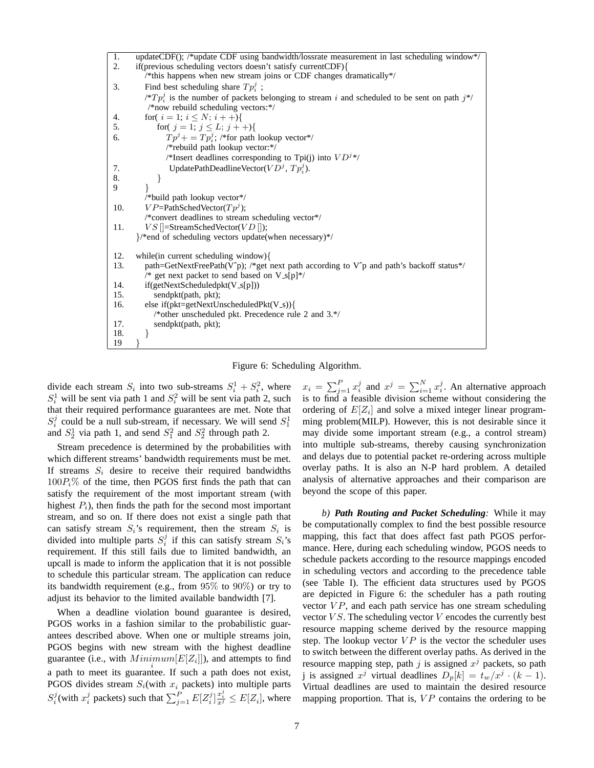```
1.   updateCDF(); /*update CDF using bandwidth/lossrate measurement in last scheduling window*/
2.   if(previous scheduling vectors doesn't satisfy currentCDF){
       /*this happens when new stream joins or CDF changes dramatically*/
3.     Find best scheduling share Tp_i^j ;
       /*Tp_i^j is the number of packets belonging to stream i and scheduled to be sent on path j*/
        /*now rebuild scheduling vectors:*/
4.     for( i = 1; i <= N; i++){
5.       for( j = 1; j <= L; j++){
6.         Tp^j += Tp_i^j; /*for path lookup vector*/
           /*rebuild path lookup vector:*/
           /*Insert deadlines corresponding to Tpi(j) into VD^j*/
7.          UpdatePathDeadlineVector(VD^j, Tp_i^j).
8.       }
9      }
       /*build path lookup vector*/
10.    VP=PathSchedVector(Tp^j);
       /*convert deadlines to stream scheduling vector*/
11.    VS[]=StreamSchedVector(VD[]);
     }/*end of scheduling vectors update(when necessary)*/

12.  while(in current scheduling window){
13.    path=GetNextFreePath(V^p); /*get next path according to V^p and path's backoff status*/
       /* get next packet to send based on V_s[p]*/
14.    if(getNextScheduledpkt(V_s[p]))
15.      sendpkt(path, pkt);
16.    else if(pkt=getNextUnscheduledPkt(V_s)){
         /*other unscheduled pkt. Precedence rule 2 and 3.*/
17.      sendpkt(path, pkt);
18.    }
19   }
```

Figure 6: Scheduling Algorithm.

divide each stream $S_i$ into two sub-streams $S_i^1 + S_i^2$, where $S_i^1$ will be sent via path 1 and $S_i^2$ will be sent via path 2, such that their required performance guarantees are met. Note that $S_i^j$ could be a null sub-stream, if necessary. We will send $S_1^1$ and $S_2^1$ via path 1, and send $S_1^2$ and $S_2^2$ through path 2.

Stream precedence is determined by the probabilities with which different streams' bandwidth requirements must be met. If streams $S_i$ desire to receive their required bandwidths $100P_i\%$ of the time, then PGOS first finds the path that can satisfy the requirement of the most important stream (with highest $P_i$), then finds the path for the second most important stream, and so on. If there does not exist a single path that can satisfy stream $S_i$'s requirement, then the stream $S_i$ is divided into multiple parts $S_i^j$ if this can satisfy stream $S_i$'s requirement. If this still fails due to limited bandwidth, an upcall is made to inform the application that it is not possible to schedule this particular stream. The application can reduce its bandwidth requirement (e.g., from $95\%$ to $90\%$) or try to adjust its behavior to the limited available bandwidth [7].

When a deadline violation bound guarantee is desired, PGOS works in a fashion similar to the probabilistic guarantees described above. When one or multiple streams join, PGOS begins with new stream with the highest deadline guarantee (i.e., with $\underset{i}{Minimum}[E[Z_i]]$), and attempts to find a path to meet its guarantee. If such a path does not exist, PGOS divides stream $S_i$(with $x_i$ packets) into multiple parts $S_i^j$(with $x_i^j$ packets) such that $\sum_{j=1}^{P} E[Z_i^j]\frac{x_i^j}{x^j} \leq E[Z_i]$, where $x_i = \sum_{j=1}^{P} x_i^j$ and $x^j = \sum_{i=1}^{N} x_i^j$. An alternative approach is to find a feasible division scheme without considering the ordering of $E[Z_i]$ and solve a mixed integer linear programming problem(MILP). However, this is not desirable since it may divide some important stream (e.g., a control stream) into multiple sub-streams, thereby causing synchronization and delays due to potential packet re-ordering across multiple overlay paths. It is also an N-P hard problem. A detailed analysis of alternative approaches and their comparison are beyond the scope of this paper.

*b) **Path Routing and Packet Scheduling**:* While it may be computationally complex to find the best possible resource mapping, this fact that does affect fast path PGOS performance. Here, during each scheduling window, PGOS needs to schedule packets according to the resource mappings encoded in scheduling vectors and according to the precedence table (see Table I). The efficient data structures used by PGOS are depicted in Figure 6: the scheduler has a path routing vector $VP$, and each path service has one stream scheduling vector $VS$. The scheduling vector $V$ encodes the currently best resource mapping scheme derived by the resource mapping step. The lookup vector $VP$ is the vector the scheduler uses to switch between the different overlay paths. As derived in the resource mapping step, path $j$ is assigned $x^j$ packets, so path j is assigned $x^j$ virtual deadlines $D_p[k] = t_w/x^j \cdot (k-1)$. Virtual deadlines are used to maintain the desired resource mapping proportion. That is, $VP$ contains the ordering to be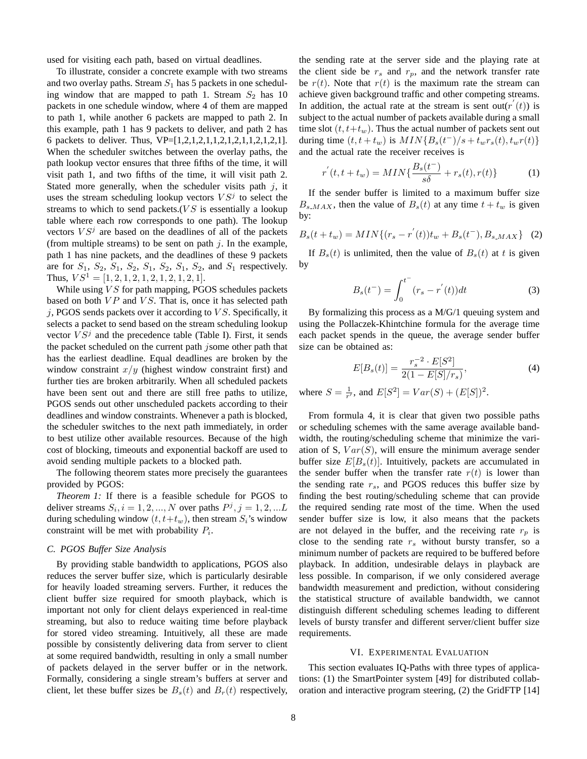used for visiting each path, based on virtual deadlines.

To illustrate, consider a concrete example with two streams and two overlay paths. Stream $S_1$ has 5 packets in one scheduling window that are mapped to path 1. Stream $S_2$ has 10 packets in one schedule window, where 4 of them are mapped to path 1, while another 6 packets are mapped to path 2. In this example, path 1 has 9 packets to deliver, and path 2 has 6 packets to deliver. Thus, VP=[1,2,1,2,1,1,2,1,2,1,1,2,1,2,1]. When the scheduler switches between the overlay paths, the path lookup vector ensures that three fifths of the time, it will visit path 1, and two fifths of the time, it will visit path 2. Stated more generally, when the scheduler visits path $j$, it uses the stream scheduling lookup vectors $VS^j$ to select the streams to which to send packets.($VS$ is essentially a lookup table where each row corresponds to one path). The lookup vectors $VS^j$ are based on the deadlines of all of the packets (from multiple streams) to be sent on path $j$. In the example, path 1 has nine packets, and the deadlines of these 9 packets are for $S_1$, $S_2$, $S_1$, $S_2$, $S_1$, $S_2$, $S_1$, $S_2$, and $S_1$ respectively. Thus, $VS^1 = [1, 2, 1, 2, 1, 2, 1, 2, 1, 2, 1]$.

While using $VS$ for path mapping, PGOS schedules packets based on both $VP$ and $VS$. That is, once it has selected path $j$, PGOS sends packets over it according to $VS$. Specifically, it selects a packet to send based on the stream scheduling lookup vector $VS^j$ and the precedence table (Table I). First, it sends the packet scheduled on the current path $j$some other path that has the earliest deadline. Equal deadlines are broken by the window constraint $x/y$ (highest window constraint first) and further ties are broken arbitrarily. When all scheduled packets have been sent out and there are still free paths to utilize, PGOS sends out other unscheduled packets according to their deadlines and window constraints. Whenever a path is blocked, the scheduler switches to the next path immediately, in order to best utilize other available resources. Because of the high cost of blocking, timeouts and exponential backoff are used to avoid sending multiple packets to a blocked path.

The following theorem states more precisely the guarantees provided by PGOS:

*Theorem 1:* If there is a feasible schedule for PGOS to deliver streams $S_i, i = 1, 2, ..., N$ over paths $P^j, j = 1, 2, ...L$ during scheduling window $(t, t+t_w)$, then stream $S_i$'s window constraint will be met with probability $P_i$.

### C. PGOS Buffer Size Analysis

By providing stable bandwidth to applications, PGOS also reduces the server buffer size, which is particularly desirable for heavily loaded streaming servers. Further, it reduces the client buffer size required for smooth playback, which is important not only for client delays experienced in real-time streaming, but also to reduce waiting time before playback for stored video streaming. Intuitively, all these are made possible by consistently delivering data from server to client at some required bandwidth, resulting in only a small number of packets delayed in the server buffer or in the network. Formally, considering a single stream's buffers at server and client, let these buffer sizes be $B_s(t)$ and $B_r(t)$ respectively, the sending rate at the server side and the playing rate at the client side be $r_s$ and $r_p$, and the network transfer rate be $r(t)$. Note that $r(t)$ is the maximum rate the stream can achieve given background traffic and other competing streams. In addition, the actual rate at the stream is sent out($r^{'}(t)$) is subject to the actual number of packets available during a small time slot $(t, t+t_w)$. Thus the actual number of packets sent out during time $(t, t + t_w)$ is $MIN\{B_s(t^{-})/s + t_w r_s(t), t_w r(t)\}$ and the actual rate the receiver receives is

$$r^{'}(t, t + t_w) = MIN\{\frac{B_s(t^{-})}{s\delta} + r_s(t), r(t)\} \tag{1}$$

If the sender buffer is limited to a maximum buffer size $B_{s\_MAX}$, then the value of $B_s(t)$ at any time $t + t_w$ is given by:

$$B_s(t + t_w) = MIN\{(r_s - r^{'}(t))t_w + B_s(t^{-}), B_{s\_MAX}\} \tag{2}$$

If $B_s(t)$ is unlimited, then the value of $B_s(t)$ at $t$ is given by

$$B_s(t^{-}) = \int_0^{t^{-}} (r_s - r^{'}(t))dt \tag{3}$$

By formalizing this process as a M/G/1 queuing system and using the Pollaczek-Khintchine formula for the average time each packet spends in the queue, the average sender buffer size can be obtained as:

$$E[B_s(t)] = \frac{r_s^{-2} \cdot E[S^2]}{2(1 - E[S]/r_s)}, \tag{4}$$

where $S = \frac{1}{r'}$, and $E[S^2] = Var(S) + (E[S])^2$.

From formula 4, it is clear that given two possible paths or scheduling schemes with the same average available bandwidth, the routing/scheduling scheme that minimize the variation of S, $Var(S)$, will ensure the minimum average sender buffer size $E[B_s(t)]$. Intuitively, packets are accumulated in the sender buffer when the transfer rate $r(t)$ is lower than the sending rate $r_s$, and PGOS reduces this buffer size by finding the best routing/scheduling scheme that can provide the required sending rate most of the time. When the used sender buffer size is low, it also means that the packets are not delayed in the buffer, and the receiving rate $r_p$ is close to the sending rate $r_s$ without bursty transfer, so a minimum number of packets are required to be buffered before playback. In addition, undesirable delays in playback are less possible. In comparison, if we only considered average bandwidth measurement and prediction, without considering the statistical structure of available bandwidth, we cannot distinguish different scheduling schemes leading to different levels of bursty transfer and different server/client buffer size requirements.

## VI. Experimental Evaluation

This section evaluates IQ-Paths with three types of applications: (1) the SmartPointer system [49] for distributed collaboration and interactive program steering, (2) the GridFTP [14]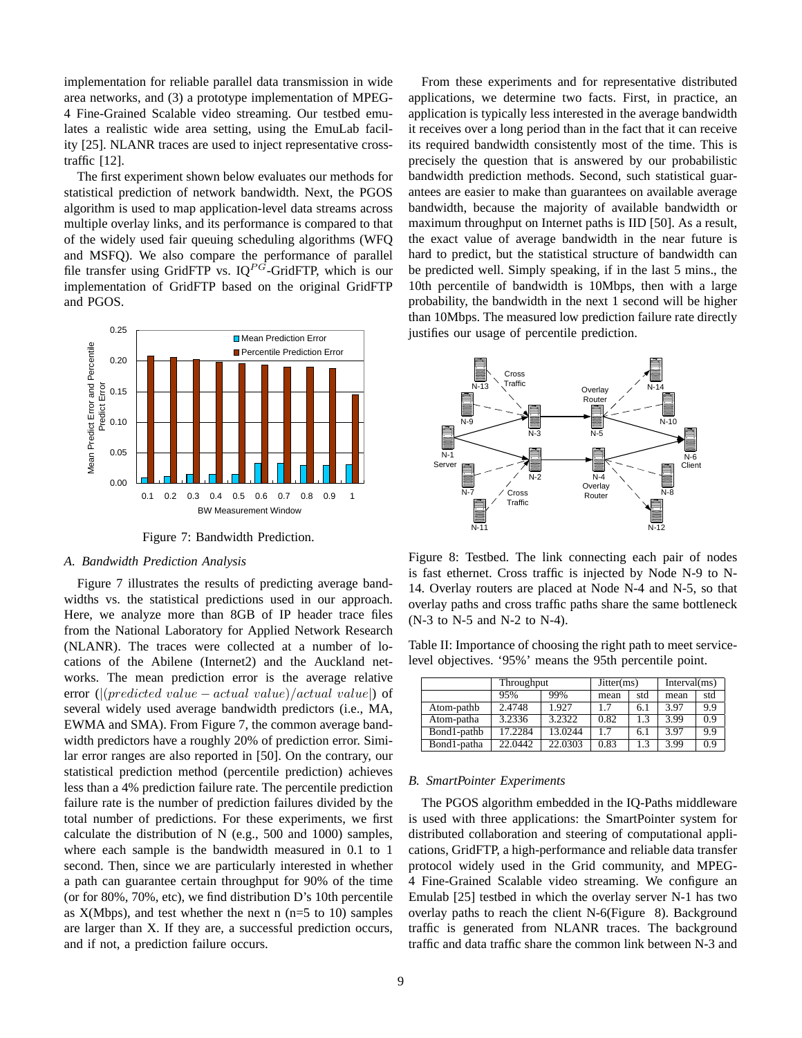implementation for reliable parallel data transmission in wide area networks, and (3) a prototype implementation of MPEG-4 Fine-Grained Scalable video streaming. Our testbed emulates a realistic wide area setting, using the EmuLab facility [25]. NLANR traces are used to inject representative cross-traffic [12].

The first experiment shown below evaluates our methods for statistical prediction of network bandwidth. Next, the PGOS algorithm is used to map application-level data streams across multiple overlay links, and its performance is compared to that of the widely used fair queuing scheduling algorithms (WFQ and MSFQ). We also compare the performance of parallel file transfer using GridFTP vs. IQ$^{PG}$-GridFTP, which is our implementation of GridFTP based on the original GridFTP and PGOS.

Figure 7: Bandwidth Prediction.

### A. Bandwidth Prediction Analysis

Figure 7 illustrates the results of predicting average bandwidths vs. the statistical predictions used in our approach. Here, we analyze more than 8GB of IP header trace files from the National Laboratory for Applied Network Research (NLANR). The traces were collected at a number of locations of the Abilene (Internet2) and the Auckland networks. The mean prediction error is the average relative error ($|(predicted\ value - actual\ value)/actual\ value|$) of several widely used average bandwidth predictors (i.e., MA, EWMA and SMA). From Figure 7, the common average bandwidth predictors have a roughly 20% of prediction error. Similar error ranges are also reported in [50]. On the contrary, our statistical prediction method (percentile prediction) achieves less than a 4% prediction failure rate. The percentile prediction failure rate is the number of prediction failures divided by the total number of predictions. For these experiments, we first calculate the distribution of N (e.g., 500 and 1000) samples, where each sample is the bandwidth measured in 0.1 to 1 second. Then, since we are particularly interested in whether a path can guarantee certain throughput for 90% of the time (or for 80%, 70%, etc), we find distribution D's 10th percentile as X(Mbps), and test whether the next n (n=5 to 10) samples are larger than X. If they are, a successful prediction occurs, and if not, a prediction failure occurs.

From these experiments and for representative distributed applications, we determine two facts. First, in practice, an application is typically less interested in the average bandwidth it receives over a long period than in the fact that it can receive its required bandwidth consistently most of the time. This is precisely the question that is answered by our probabilistic bandwidth prediction methods. Second, such statistical guarantees are easier to make than guarantees on available average bandwidth, because the majority of available bandwidth or maximum throughput on Internet paths is IID [50]. As a result, the exact value of average bandwidth in the near future is hard to predict, but the statistical structure of bandwidth can be predicted well. Simply speaking, if in the last 5 mins., the 10th percentile of bandwidth is 10Mbps, then with a large probability, the bandwidth in the next 1 second will be higher than 10Mbps. The measured low prediction failure rate directly justifies our usage of percentile prediction.

Figure 8: Testbed. The link connecting each pair of nodes is fast ethernet. Cross traffic is injected by Node N-9 to N-14. Overlay routers are placed at Node N-4 and N-5, so that overlay paths and cross traffic paths share the same bottleneck (N-3 to N-5 and N-2 to N-4).

Table II: Importance of choosing the right path to meet service-level objectives. '95%' means the 95th percentile point.

| | Throughput | | Jitter(ms) | | Interval(ms) | |
|---|---|---|---|---|---|---|
| | 95% | 99% | mean | std | mean | std |
| Atom-pathb | 2.4748 | 1.927 | 1.7 | 6.1 | 3.97 | 9.9 |
| Atom-patha | 3.2336 | 3.2322 | 0.82 | 1.3 | 3.99 | 0.9 |
| Bond1-pathb | 17.2284 | 13.0244 | 1.7 | 6.1 | 3.97 | 9.9 |
| Bond1-patha | 22.0442 | 22.0303 | 0.83 | 1.3 | 3.99 | 0.9 |

### B. SmartPointer Experiments

The PGOS algorithm embedded in the IQ-Paths middleware is used with three applications: the SmartPointer system for distributed collaboration and steering of computational applications, GridFTP, a high-performance and reliable data transfer protocol widely used in the Grid community, and MPEG-4 Fine-Grained Scalable video streaming. We configure an Emulab [25] testbed in which the overlay server N-1 has two overlay paths to reach the client N-6(Figure 8). Background traffic is generated from NLANR traces. The background traffic and data traffic share the common link between N-3 and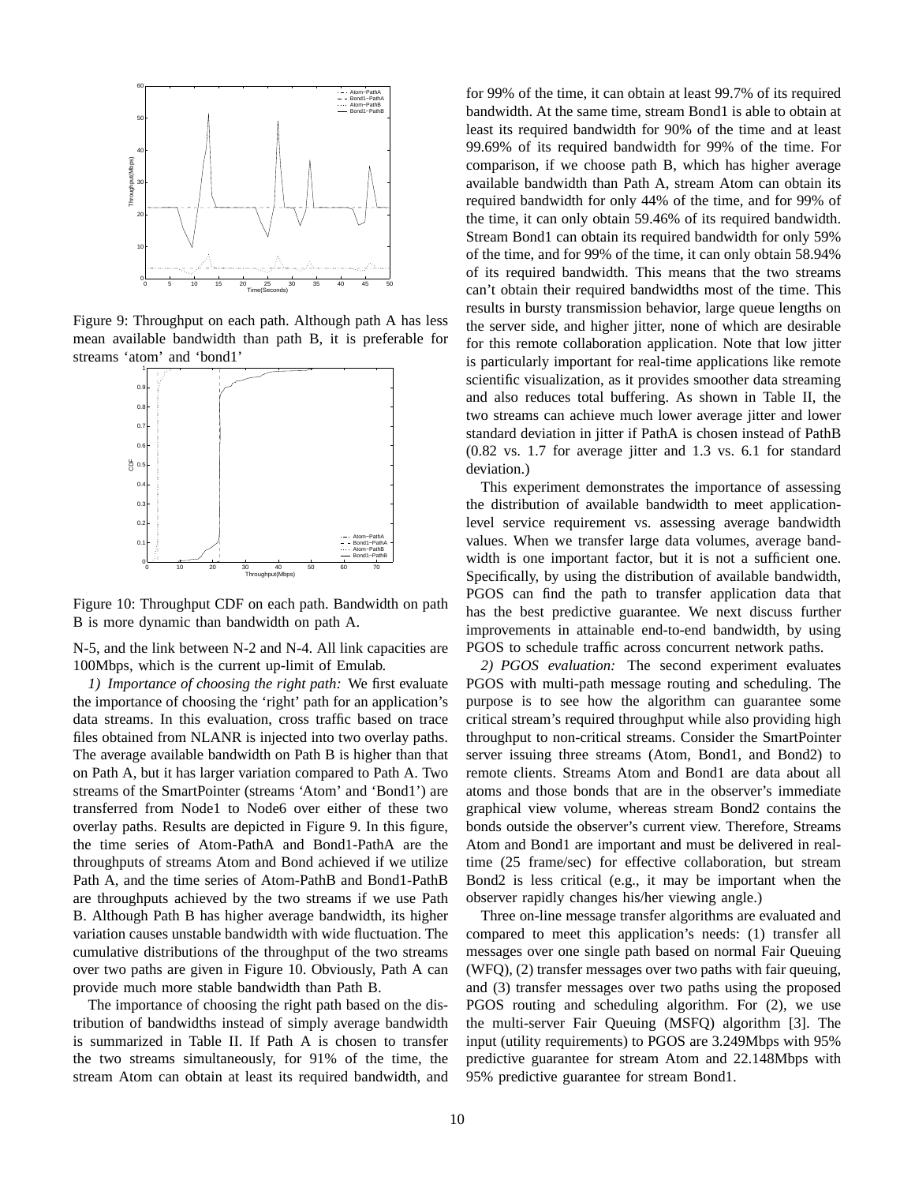Figure 9: Throughput on each path. Although path A has less mean available bandwidth than path B, it is preferable for streams 'atom' and 'bond1'

Figure 10: Throughput CDF on each path. Bandwidth on path B is more dynamic than bandwidth on path A.

N-5, and the link between N-2 and N-4. All link capacities are 100Mbps, which is the current up-limit of Emulab.

*1) Importance of choosing the right path:* We first evaluate the importance of choosing the 'right' path for an application's data streams. In this evaluation, cross traffic based on trace files obtained from NLANR is injected into two overlay paths. The average available bandwidth on Path B is higher than that on Path A, but it has larger variation compared to Path A. Two streams of the SmartPointer (streams 'Atom' and 'Bond1') are transferred from Node1 to Node6 over either of these two overlay paths. Results are depicted in Figure 9. In this figure, the time series of Atom-PathA and Bond1-PathA are the throughputs of streams Atom and Bond achieved if we utilize Path A, and the time series of Atom-PathB and Bond1-PathB are throughputs achieved by the two streams if we use Path B. Although Path B has higher average bandwidth, its higher variation causes unstable bandwidth with wide fluctuation. The cumulative distributions of the throughput of the two streams over two paths are given in Figure 10. Obviously, Path A can provide much more stable bandwidth than Path B.

The importance of choosing the right path based on the distribution of bandwidths instead of simply average bandwidth is summarized in Table II. If Path A is chosen to transfer the two streams simultaneously, for 91% of the time, the stream Atom can obtain at least its required bandwidth, and for 99% of the time, it can obtain at least 99.7% of its required bandwidth. At the same time, stream Bond1 is able to obtain at least its required bandwidth for 90% of the time and at least 99.69% of its required bandwidth for 99% of the time. For comparison, if we choose path B, which has higher average available bandwidth than Path A, stream Atom can obtain its required bandwidth for only 44% of the time, and for 99% of the time, it can only obtain 59.46% of its required bandwidth. Stream Bond1 can obtain its required bandwidth for only 59% of the time, and for 99% of the time, it can only obtain 58.94% of its required bandwidth. This means that the two streams can't obtain their required bandwidths most of the time. This results in bursty transmission behavior, large queue lengths on the server side, and higher jitter, none of which are desirable for this remote collaboration application. Note that low jitter is particularly important for real-time applications like remote scientific visualization, as it provides smoother data streaming and also reduces total buffering. As shown in Table II, the two streams can achieve much lower average jitter and lower standard deviation in jitter if PathA is chosen instead of PathB (0.82 vs. 1.7 for average jitter and 1.3 vs. 6.1 for standard deviation.)

This experiment demonstrates the importance of assessing the distribution of available bandwidth to meet application-level service requirement vs. assessing average bandwidth values. When we transfer large data volumes, average bandwidth is one important factor, but it is not a sufficient one. Specifically, by using the distribution of available bandwidth, PGOS can find the path to transfer application data that has the best predictive guarantee. We next discuss further improvements in attainable end-to-end bandwidth, by using PGOS to schedule traffic across concurrent network paths.

*2) PGOS evaluation:* The second experiment evaluates PGOS with multi-path message routing and scheduling. The purpose is to see how the algorithm can guarantee some critical stream's required throughput while also providing high throughput to non-critical streams. Consider the SmartPointer server issuing three streams (Atom, Bond1, and Bond2) to remote clients. Streams Atom and Bond1 are data about all atoms and those bonds that are in the observer's immediate graphical view volume, whereas stream Bond2 contains the bonds outside the observer's current view. Therefore, Streams Atom and Bond1 are important and must be delivered in real-time (25 frame/sec) for effective collaboration, but stream Bond2 is less critical (e.g., it may be important when the observer rapidly changes his/her viewing angle.)

Three on-line message transfer algorithms are evaluated and compared to meet this application's needs: (1) transfer all messages over one single path based on normal Fair Queuing (WFQ), (2) transfer messages over two paths with fair queuing, and (3) transfer messages over two paths using the proposed PGOS routing and scheduling algorithm. For (2), we use the multi-server Fair Queuing (MSFQ) algorithm [3]. The input (utility requirements) to PGOS are 3.249Mbps with 95% predictive guarantee for stream Atom and 22.148Mbps with 95% predictive guarantee for stream Bond1.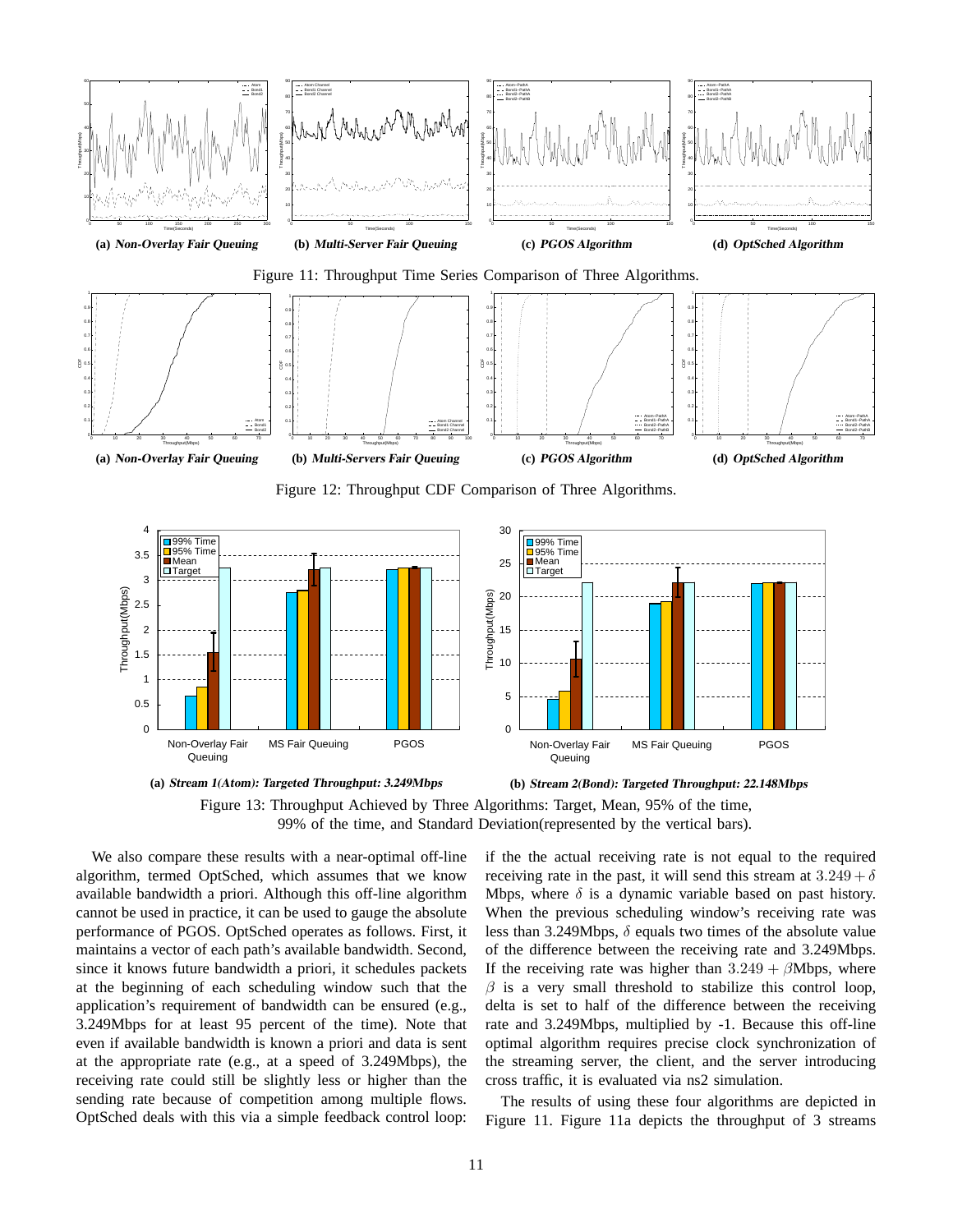(a) ***Non-Overlay Fair Queuing*** (b) ***Multi-Server Fair Queuing*** (c) ***PGOS Algorithm*** (d) ***OptSched Algorithm***

Figure 11: Throughput Time Series Comparison of Three Algorithms.

(a) ***Non-Overlay Fair Queuing*** (b) ***Multi-Servers Fair Queuing*** (c) ***PGOS Algorithm*** (d) ***OptSched Algorithm***

Figure 12: Throughput CDF Comparison of Three Algorithms.

(a) ***Stream 1(Atom): Targeted Throughput: 3.249Mbps*** (b) ***Stream 2(Bond): Targeted Throughput: 22.148Mbps***

Figure 13: Throughput Achieved by Three Algorithms: Target, Mean, 95% of the time, 99% of the time, and Standard Deviation(represented by the vertical bars).

We also compare these results with a near-optimal off-line algorithm, termed OptSched, which assumes that we know available bandwidth a priori. Although this off-line algorithm cannot be used in practice, it can be used to gauge the absolute performance of PGOS. OptSched operates as follows. First, it maintains a vector of each path's available bandwidth. Second, since it knows future bandwidth a priori, it schedules packets at the beginning of each scheduling window such that the application's requirement of bandwidth can be ensured (e.g., 3.249Mbps for at least 95 percent of the time). Note that even if available bandwidth is known a priori and data is sent at the appropriate rate (e.g., at a speed of 3.249Mbps), the receiving rate could still be slightly less or higher than the sending rate because of competition among multiple flows. OptSched deals with this via a simple feedback control loop: if the the actual receiving rate is not equal to the required receiving rate in the past, it will send this stream at $3.249 + \delta$ Mbps, where $\delta$ is a dynamic variable based on past history. When the previous scheduling window's receiving rate was less than 3.249Mbps, $\delta$ equals two times of the absolute value of the difference between the receiving rate and 3.249Mbps. If the receiving rate was higher than $3.249 + \beta$Mbps, where $\beta$ is a very small threshold to stabilize this control loop, delta is set to half of the difference between the receiving rate and 3.249Mbps, multiplied by -1. Because this off-line optimal algorithm requires precise clock synchronization of the streaming server, the client, and the server introducing cross traffic, it is evaluated via ns2 simulation.

The results of using these four algorithms are depicted in Figure 11. Figure 11a depicts the throughput of 3 streams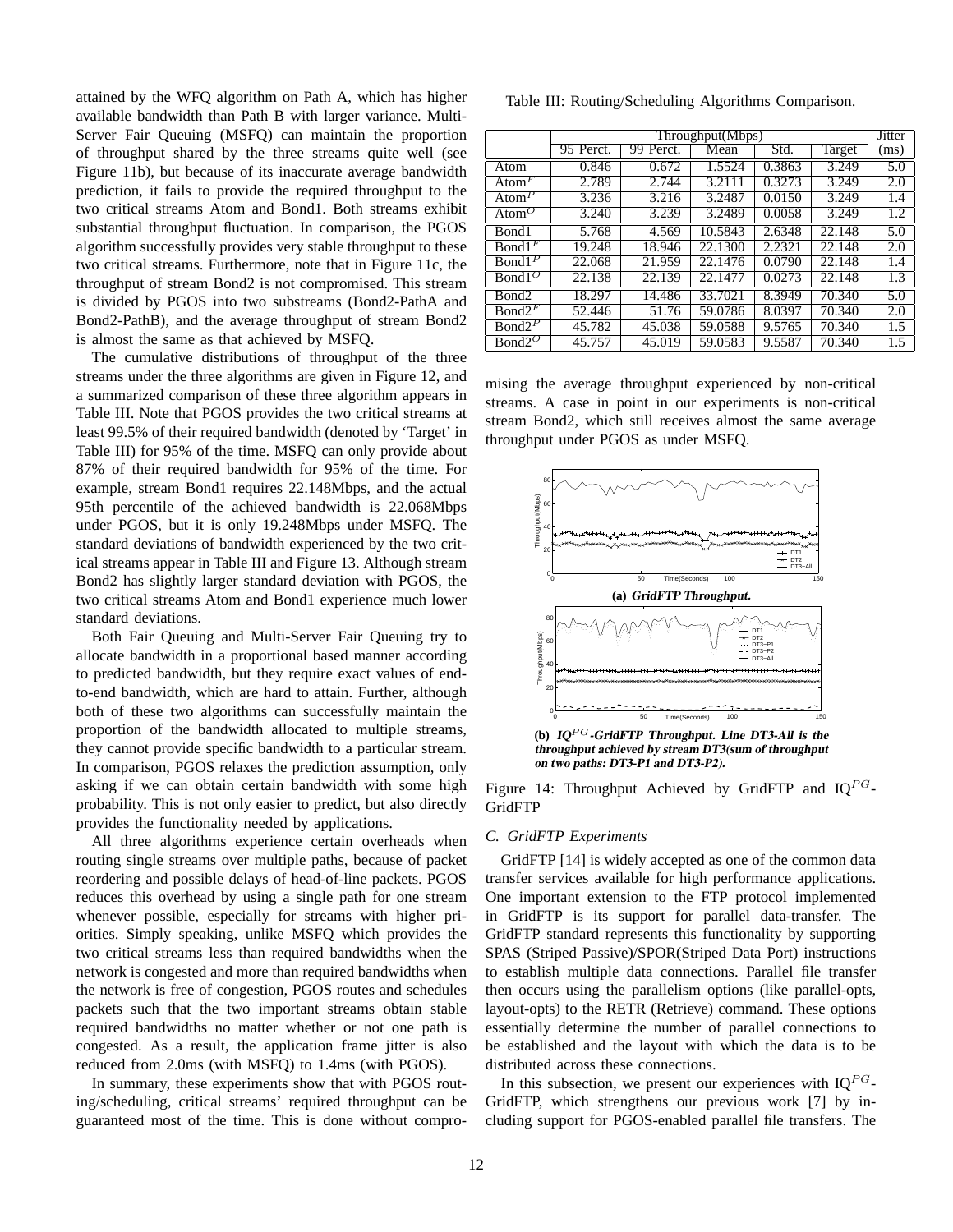attained by the WFQ algorithm on Path A, which has higher available bandwidth than Path B with larger variance. Multi-Server Fair Queuing (MSFQ) can maintain the proportion of throughput shared by the three streams quite well (see Figure 11b), but because of its inaccurate average bandwidth prediction, it fails to provide the required throughput to the two critical streams Atom and Bond1. Both streams exhibit substantial throughput fluctuation. In comparison, the PGOS algorithm successfully provides very stable throughput to these two critical streams. Furthermore, note that in Figure 11c, the throughput of stream Bond2 is not compromised. This stream is divided by PGOS into two substreams (Bond2-PathA and Bond2-PathB), and the average throughput of stream Bond2 is almost the same as that achieved by MSFQ.

The cumulative distributions of throughput of the three streams under the three algorithms are given in Figure 12, and a summarized comparison of these three algorithm appears in Table III. Note that PGOS provides the two critical streams at least 99.5% of their required bandwidth (denoted by 'Target' in Table III) for 95% of the time. MSFQ can only provide about 87% of their required bandwidth for 95% of the time. For example, stream Bond1 requires 22.148Mbps, and the actual 95th percentile of the achieved bandwidth is 22.068Mbps under PGOS, but it is only 19.248Mbps under MSFQ. The standard deviations of bandwidth experienced by the two critical streams appear in Table III and Figure 13. Although stream Bond2 has slightly larger standard deviation with PGOS, the two critical streams Atom and Bond1 experience much lower standard deviations.

Both Fair Queuing and Multi-Server Fair Queuing try to allocate bandwidth in a proportional based manner according to predicted bandwidth, but they require exact values of end-to-end bandwidth, which are hard to attain. Further, although both of these two algorithms can successfully maintain the proportion of the bandwidth allocated to multiple streams, they cannot provide specific bandwidth to a particular stream. In comparison, PGOS relaxes the prediction assumption, only asking if we can obtain certain bandwidth with some high probability. This is not only easier to predict, but also directly provides the functionality needed by applications.

All three algorithms experience certain overheads when routing single streams over multiple paths, because of packet reordering and possible delays of head-of-line packets. PGOS reduces this overhead by using a single path for one stream whenever possible, especially for streams with higher priorities. Simply speaking, unlike MSFQ which provides the two critical streams less than required bandwidths when the network is congested and more than required bandwidths when the network is free of congestion, PGOS routes and schedules packets such that the two important streams obtain stable required bandwidths no matter whether or not one path is congested. As a result, the application frame jitter is also reduced from 2.0ms (with MSFQ) to 1.4ms (with PGOS).

In summary, these experiments show that with PGOS routing/scheduling, critical streams' required throughput can be guaranteed most of the time. This is done without compromising the average throughput experienced by non-critical streams. A case in point in our experiments is non-critical stream Bond2, which still receives almost the same average throughput under PGOS as under MSFQ.

Table III: Routing/Scheduling Algorithms Comparison.

| | Throughput(Mbps) | | | | | Jitter |
|---|---|---|---|---|---|---|
| | 95 Perct. | 99 Perct. | Mean | Std. | Target | (ms) |
| Atom | 0.846 | 0.672 | 1.5524 | 0.3863 | 3.249 | 5.0 |
| $\text{Atom}^F$ | 2.789 | 2.744 | 3.2111 | 0.3273 | 3.249 | 2.0 |
| $\text{Atom}^P$ | 3.236 | 3.216 | 3.2487 | 0.0150 | 3.249 | 1.4 |
| $\text{Atom}^O$ | 3.240 | 3.239 | 3.2489 | 0.0058 | 3.249 | 1.2 |
| Bond1 | 5.768 | 4.569 | 10.5843 | 2.6348 | 22.148 | 5.0 |
| $\text{Bond1}^F$ | 19.248 | 18.946 | 22.1300 | 2.2321 | 22.148 | 2.0 |
| $\text{Bond1}^P$ | 22.068 | 21.959 | 22.1476 | 0.0790 | 22.148 | 1.4 |
| $\text{Bond1}^O$ | 22.138 | 22.139 | 22.1477 | 0.0273 | 22.148 | 1.3 |
| Bond2 | 18.297 | 14.486 | 33.7021 | 8.3949 | 70.340 | 5.0 |
| $\text{Bond2}^F$ | 52.446 | 51.76 | 59.0786 | 8.0397 | 70.340 | 2.0 |
| $\text{Bond2}^P$ | 45.782 | 45.038 | 59.0588 | 9.5765 | 70.340 | 1.5 |
| $\text{Bond2}^O$ | 45.757 | 45.019 | 59.0583 | 9.5587 | 70.340 | 1.5 |

(a) *GridFTP Throughput.*

(b) *IQ$^{PG}$-GridFTP Throughput. Line DT3-All is the throughput achieved by stream DT3(sum of throughput on two paths: DT3-P1 and DT3-P2).*

Figure 14: Throughput Achieved by GridFTP and IQ$^{PG}$-GridFTP

### C. GridFTP Experiments

GridFTP [14] is widely accepted as one of the common data transfer services available for high performance applications. One important extension to the FTP protocol implemented in GridFTP is its support for parallel data-transfer. The GridFTP standard represents this functionality by supporting SPAS (Striped Passive)/SPOR(Striped Data Port) instructions to establish multiple data connections. Parallel file transfer then occurs using the parallelism options (like parallel-opts, layout-opts) to the RETR (Retrieve) command. These options essentially determine the number of parallel connections to be established and the layout with which the data is to be distributed across these connections.

In this subsection, we present our experiences with IQ$^{PG}$-GridFTP, which strengthens our previous work [7] by including support for PGOS-enabled parallel file transfers. The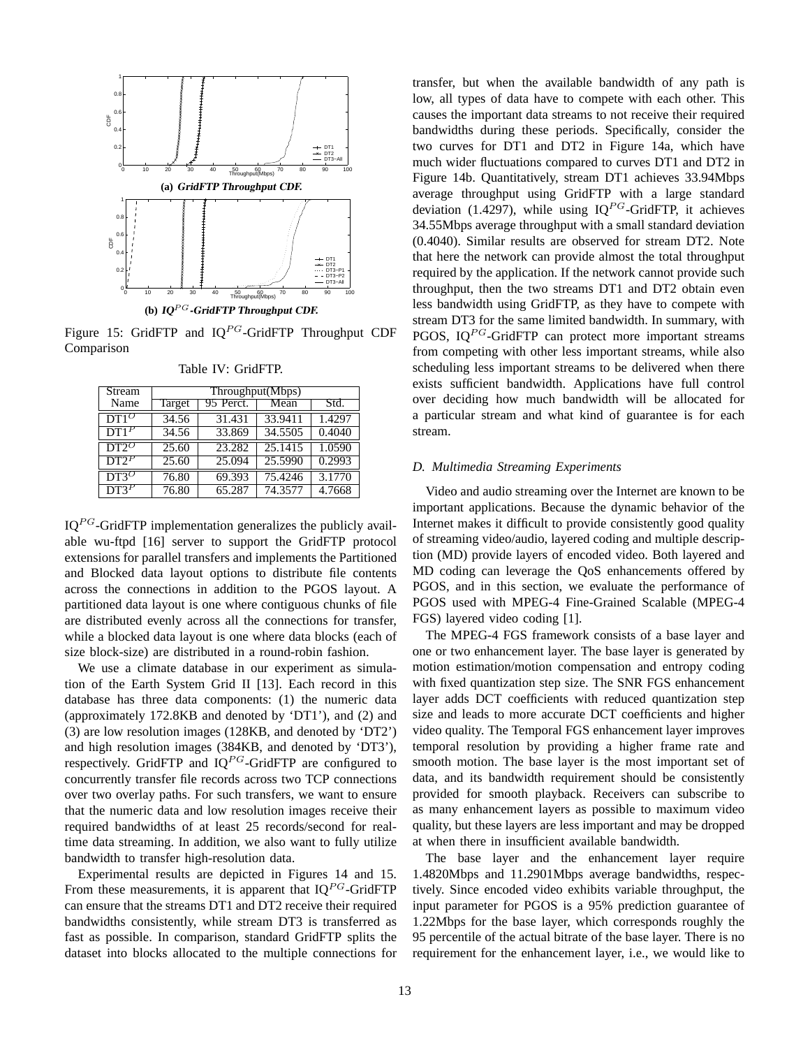(a) *GridFTP Throughput CDF.*

(b) *IQ$^{PG}$-GridFTP Throughput CDF.*

Figure 15: GridFTP and IQ$^{PG}$-GridFTP Throughput CDF Comparison

Table IV: GridFTP.

| Stream Name | Throughput(Mbps) | | | |
|---|---|---|---|---|
| | Target | 95 Perct. | Mean | Std. |
| DT1$^O$ | 34.56 | 31.431 | 33.9411 | 1.4297 |
| DT1$^P$ | 34.56 | 33.869 | 34.5505 | 0.4040 |
| DT2$^O$ | 25.60 | 23.282 | 25.1415 | 1.0590 |
| DT2$^P$ | 25.60 | 25.094 | 25.5990 | 0.2993 |
| DT3$^O$ | 76.80 | 69.393 | 75.4246 | 3.1770 |
| DT3$^P$ | 76.80 | 65.287 | 74.3577 | 4.7668 |

IQ$^{PG}$-GridFTP implementation generalizes the publicly available wu-ftpd [16] server to support the GridFTP protocol extensions for parallel transfers and implements the Partitioned and Blocked data layout options to distribute file contents across the connections in addition to the PGOS layout. A partitioned data layout is one where contiguous chunks of file are distributed evenly across all the connections for transfer, while a blocked data layout is one where data blocks (each of size block-size) are distributed in a round-robin fashion.

We use a climate database in our experiment as simulation of the Earth System Grid II [13]. Each record in this database has three data components: (1) the numeric data (approximately 172.8KB and denoted by 'DT1'), and (2) and (3) are low resolution images (128KB, and denoted by 'DT2') and high resolution images (384KB, and denoted by 'DT3'), respectively. GridFTP and IQ$^{PG}$-GridFTP are configured to concurrently transfer file records across two TCP connections over two overlay paths. For such transfers, we want to ensure that the numeric data and low resolution images receive their required bandwidths of at least 25 records/second for real-time data streaming. In addition, we also want to fully utilize bandwidth to transfer high-resolution data.

Experimental results are depicted in Figures 14 and 15. From these measurements, it is apparent that IQ$^{PG}$-GridFTP can ensure that the streams DT1 and DT2 receive their required bandwidths consistently, while stream DT3 is transferred as fast as possible. In comparison, standard GridFTP splits the dataset into blocks allocated to the multiple connections for transfer, but when the available bandwidth of any path is low, all types of data have to compete with each other. This causes the important data streams to not receive their required bandwidths during these periods. Specifically, consider the two curves for DT1 and DT2 in Figure 14a, which have much wider fluctuations compared to curves DT1 and DT2 in Figure 14b. Quantitatively, stream DT1 achieves 33.94Mbps average throughput using GridFTP with a large standard deviation (1.4297), while using IQ$^{PG}$-GridFTP, it achieves 34.55Mbps average throughput with a small standard deviation (0.4040). Similar results are observed for stream DT2. Note that here the network can provide almost the total throughput required by the application. If the network cannot provide such throughput, then the two streams DT1 and DT2 obtain even less bandwidth using GridFTP, as they have to compete with stream DT3 for the same limited bandwidth. In summary, with PGOS, IQ$^{PG}$-GridFTP can protect more important streams from competing with other less important streams, while also scheduling less important streams to be delivered when there exists sufficient bandwidth. Applications have full control over deciding how much bandwidth will be allocated for a particular stream and what kind of guarantee is for each stream.

### *D. Multimedia Streaming Experiments*

Video and audio streaming over the Internet are known to be important applications. Because the dynamic behavior of the Internet makes it difficult to provide consistently good quality of streaming video/audio, layered coding and multiple description (MD) provide layers of encoded video. Both layered and MD coding can leverage the QoS enhancements offered by PGOS, and in this section, we evaluate the performance of PGOS used with MPEG-4 Fine-Grained Scalable (MPEG-4 FGS) layered video coding [1].

The MPEG-4 FGS framework consists of a base layer and one or two enhancement layer. The base layer is generated by motion estimation/motion compensation and entropy coding with fixed quantization step size. The SNR FGS enhancement layer adds DCT coefficients with reduced quantization step size and leads to more accurate DCT coefficients and higher video quality. The Temporal FGS enhancement layer improves temporal resolution by providing a higher frame rate and smooth motion. The base layer is the most important set of data, and its bandwidth requirement should be consistently provided for smooth playback. Receivers can subscribe to as many enhancement layers as possible to maximum video quality, but these layers are less important and may be dropped at when there in insufficient available bandwidth.

The base layer and the enhancement layer require 1.4820Mbps and 11.2901Mbps average bandwidths, respectively. Since encoded video exhibits variable throughput, the input parameter for PGOS is a 95% prediction guarantee of 1.22Mbps for the base layer, which corresponds roughly the 95 percentile of the actual bitrate of the base layer. There is no requirement for the enhancement layer, i.e., we would like to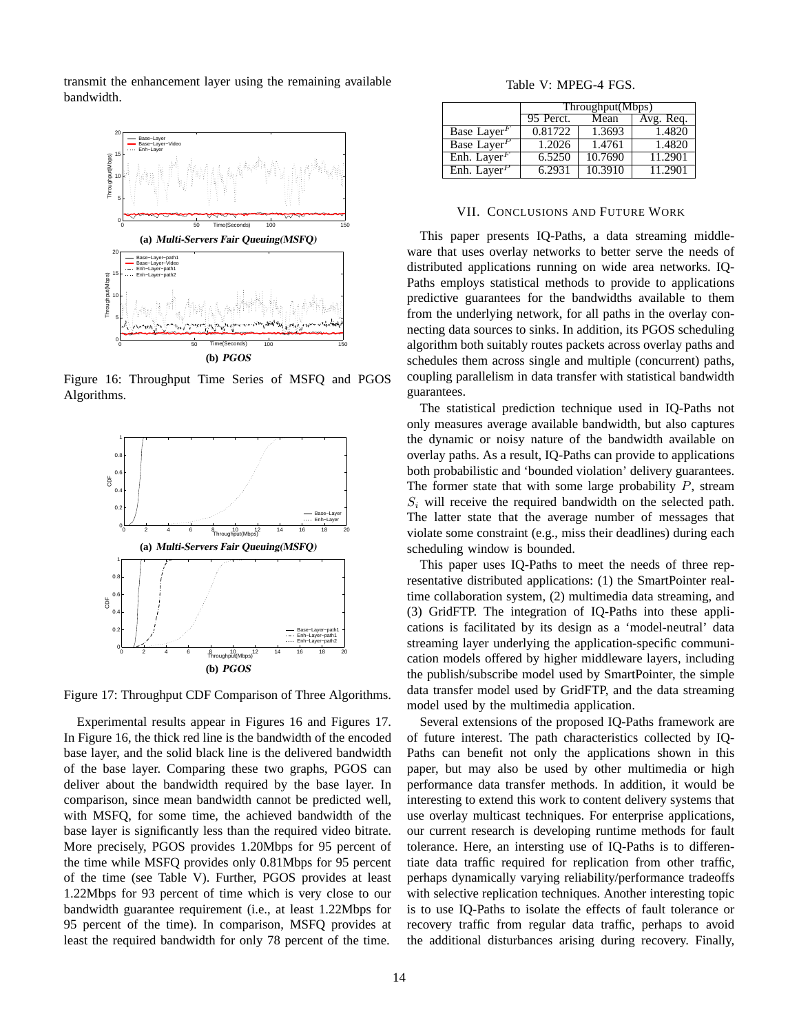transmit the enhancement layer using the remaining available bandwidth.

(a) *Multi-Servers Fair Queuing(MSFQ)*

(b) *PGOS*

Figure 16: Throughput Time Series of MSFQ and PGOS Algorithms.

(a) *Multi-Servers Fair Queuing(MSFQ)*

(b) *PGOS*

Figure 17: Throughput CDF Comparison of Three Algorithms.

Experimental results appear in Figures 16 and Figures 17. In Figure 16, the thick red line is the bandwidth of the encoded base layer, and the solid black line is the delivered bandwidth of the base layer. Comparing these two graphs, PGOS can deliver about the bandwidth required by the base layer. In comparison, since mean bandwidth cannot be predicted well, with MSFQ, for some time, the achieved bandwidth of the base layer is significantly less than the required video bitrate. More precisely, PGOS provides 1.20Mbps for 95 percent of the time while MSFQ provides only 0.81Mbps for 95 percent of the time (see Table V). Further, PGOS provides at least 1.22Mbps for 93 percent of time which is very close to our bandwidth guarantee requirement (i.e., at least 1.22Mbps for 95 percent of the time). In comparison, MSFQ provides at least the required bandwidth for only 78 percent of the time.

Table V: MPEG-4 FGS.

| | Throughput(Mbps) | | |
|---|---|---|---|
| | 95 Perct. | Mean | Avg. Req. |
| Base Layer$^F$ | 0.81722 | 1.3693 | 1.4820 |
| Base Layer$^P$ | 1.2026 | 1.4761 | 1.4820 |
| Enh. Layer$^F$ | 6.5250 | 10.7690 | 11.2901 |
| Enh. Layer$^P$ | 6.2931 | 10.3910 | 11.2901 |

## VII. Conclusions and Future Work

This paper presents IQ-Paths, a data streaming middleware that uses overlay networks to better serve the needs of distributed applications running on wide area networks. IQ-Paths employs statistical methods to provide to applications predictive guarantees for the bandwidths available to them from the underlying network, for all paths in the overlay connecting data sources to sinks. In addition, its PGOS scheduling algorithm both suitably routes packets across overlay paths and schedules them across single and multiple (concurrent) paths, coupling parallelism in data transfer with statistical bandwidth guarantees.

The statistical prediction technique used in IQ-Paths not only measures average available bandwidth, but also captures the dynamic or noisy nature of the bandwidth available on overlay paths. As a result, IQ-Paths can provide to applications both probabilistic and 'bounded violation' delivery guarantees. The former state that with some large probability $P$, stream $S_i$ will receive the required bandwidth on the selected path. The latter state that the average number of messages that violate some constraint (e.g., miss their deadlines) during each scheduling window is bounded.

This paper uses IQ-Paths to meet the needs of three representative distributed applications: (1) the SmartPointer realtime collaboration system, (2) multimedia data streaming, and (3) GridFTP. The integration of IQ-Paths into these applications is facilitated by its design as a 'model-neutral' data streaming layer underlying the application-specific communication models offered by higher middleware layers, including the publish/subscribe model used by SmartPointer, the simple data transfer model used by GridFTP, and the data streaming model used by the multimedia application.

Several extensions of the proposed IQ-Paths framework are of future interest. The path characteristics collected by IQ-Paths can benefit not only the applications shown in this paper, but may also be used by other multimedia or high performance data transfer methods. In addition, it would be interesting to extend this work to content delivery systems that use overlay multicast techniques. For enterprise applications, our current research is developing runtime methods for fault tolerance. Here, an intersting use of IQ-Paths is to differentiate data traffic required for replication from other traffic, perhaps dynamically varying reliability/performance tradeoffs with selective replication techniques. Another interesting topic is to use IQ-Paths to isolate the effects of fault tolerance or recovery traffic from regular data traffic, perhaps to avoid the additional disturbances arising during recovery. Finally,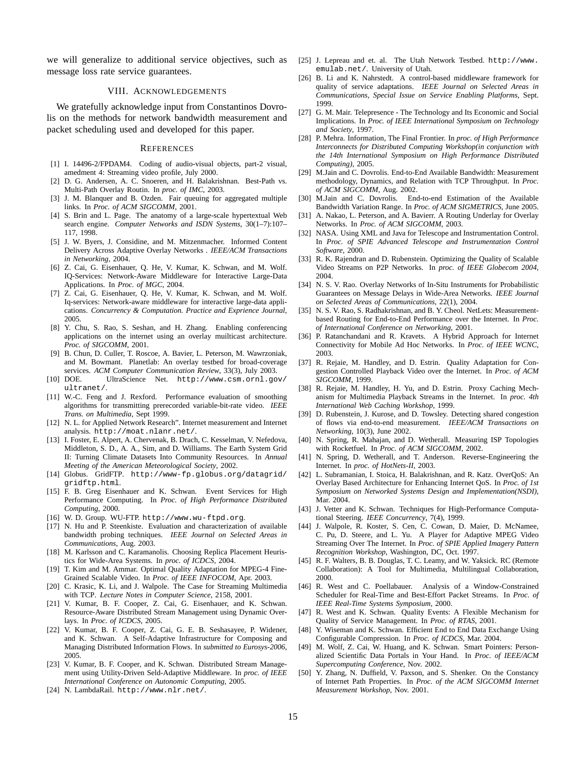we will generalize to additional service objectives, such as message loss rate service guarantees.

## VIII. Acknowledgements

We gratefully acknowledge input from Constantinos Dovrolis on the methods for network bandwidth measurement and packet scheduling used and developed for this paper.

## References

[1] I. 14496-2/FPDAM4. Coding of audio-visual objects, part-2 visual, amedment 4: Streaming video profile, July 2000.

[2] D. G. Andersen, A. C. Snoeren, and H. Balakrishnan. Best-Path vs. Multi-Path Overlay Routin. In *proc. of IMC*, 2003.

[3] J. M. Blanquer and B. Ozden. Fair queuing for aggregated multiple links. In *Proc. of ACM SIGCOMM*, 2001.

[4] S. Brin and L. Page. The anatomy of a large-scale hypertextual Web search engine. *Computer Networks and ISDN Systems*, 30(1–7):107–117, 1998.

[5] J. W. Byers, J. Considine, and M. Mitzenmacher. Informed Content Delivery Across Adaptive Overlay Networks . *IEEE/ACM Transactions in Networking*, 2004.

[6] Z. Cai, G. Eisenhauer, Q. He, V. Kumar, K. Schwan, and M. Wolf. IQ-Services: Network-Aware Middleware for Interactive Large-Data Applications. In *Proc. of MGC*, 2004.

[7] Z. Cai, G. Eisenhauer, Q. He, V. Kumar, K. Schwan, and M. Wolf. Iq-services: Network-aware middleware for interactive large-data applications. *Concurrency & Computation. Practice and Exprience Journal*, 2005.

[8] Y. Chu, S. Rao, S. Seshan, and H. Zhang. Enabling conferencing applications on the internet using an overlay muilticast architecture. *Proc. of SIGCOMM*, 2001.

[9] B. Chun, D. Culler, T. Roscoe, A. Bavier, L. Peterson, M. Wawrzoniak, and M. Bowmant. Planetlab: An overlay testbed for broad-coverage services. *ACM Computer Communication Review*, 33(3), July 2003.

[10] DOE. UltraScience Net. http://www.csm.ornl.gov/ultranet/.

[11] W.-C. Feng and J. Rexford. Performance evaluation of smoothing algorithms for transmitting prerecorded variable-bit-rate video. *IEEE Trans. on Multimedia*, Sept 1999.

[12] N. L. for Applied Network Research". Internet measurement and Internet analysis. http://moat.nlanr.net/.

[13] I. Foster, E. Alpert, A. Chervenak, B. Drach, C. Kesselman, V. Nefedova, Middleton, S. D., A. A., Sim, and D. Williams. The Earth System Grid II: Turning Climate Datasets Into Community Resources. In *Annual Meeting of the American Meteorological Society*, 2002.

[14] Globus. GridFTP. http://www-fp.globus.org/datagrid/gridftp.html.

[15] F. B. Greg Eisenhauer and K. Schwan. Event Services for High Performance Computing. In *Proc. of High Performance Distributed Computing*, 2000.

[16] W. D. Group. WU-FTP. http://www.wu-ftpd.org.

[17] N. Hu and P. Steenkiste. Evaluation and characterization of available bandwidth probing techniques. *IEEE Journal on Selected Areas in Communications*, Aug. 2003.

[18] M. Karlsson and C. Karamanolis. Choosing Replica Placement Heuristics for Wide-Area Systems. In *proc. of ICDCS*, 2004.

[19] T. Kim and M. Ammar. Optimal Quality Adaptation for MPEG-4 Fine-Grained Scalable Video. In *Proc. of IEEE INFOCOM*, Apr. 2003.

[20] C. Krasic, K. Li, and J. Walpole. The Case for Streaming Multimedia with TCP. *Lecture Notes in Computer Science*, 2158, 2001.

[21] V. Kumar, B. F. Cooper, Z. Cai, G. Eisenhauer, and K. Schwan. Resource-Aware Distributed Stream Management using Dynamic Overlays. In *Proc. of ICDCS*, 2005.

[22] V. Kumar, B. F. Cooper, Z. Cai, G. E. B. Seshasayee, P. Widener, and K. Schwan. A Self-Adaptive Infrastructure for Composing and Managing Distributed Information Flows. In *submitted to Eurosys-2006*, 2005.

[23] V. Kumar, B. F. Cooper, and K. Schwan. Distributed Stream Management using Utility-Driven Seld-Adaptive Middleware. In *proc. of IEEE International Conference on Autonomic Computing*, 2005.

[24] N. LambdaRail. http://www.nlr.net/.

[25] J. Lepreau and et. al. The Utah Network Testbed. http://www.emulab.net/. University of Utah.

[26] B. Li and K. Nahrstedt. A control-based middleware framework for quality of service adaptations. *IEEE Journal on Selected Areas in Communications, Special Issue on Service Enabling Platforms*, Sept. 1999.

[27] G. M. Mair. Telepresence - The Technology and Its Economic and Social Implications. In *Proc. of IEEE International Symposium on Technology and Society*, 1997.

[28] P. Mehra. Information, The Final Frontier. In *proc. of High Performance Interconnects for Distributed Computing Workshop(in conjunction with the 14th International Symposium on High Performance Distributed Computing)*, 2005.

[29] M.Jain and C. Dovrolis. End-to-End Available Bandwidth: Measurement methodology, Dynamics, and Relation with TCP Throughput. In *Proc. of ACM SIGCOMM*, Aug. 2002.

[30] M.Jain and C. Dovrolis. End-to-end Estimation of the Available Bandwidth Variation Range. In *Proc. of ACM SIGMETRICS*, June 2005.

[31] A. Nakao, L. Peterson, and A. Bavierr. A Routing Underlay for Overlay Networks. In *Proc. of ACM SIGCOMM*, 2003.

[32] NASA. Using XML and Java for Telescope and Instrumentation Control. In *Proc. of SPIE Advanced Telescope and Instrumentation Control Software*, 2000.

[33] R. K. Rajendran and D. Rubenstein. Optimizing the Quality of Scalable Video Streams on P2P Networks. In *proc. of IEEE Globecom 2004*, 2004.

[34] N. S. V. Rao. Overlay Networks of In-Situ Instruments for Probabilistic Guarantees on Message Delays in Wide-Area Networks. *IEEE Journal on Selected Areas of Communications*, 22(1), 2004.

[35] N. S. V. Rao, S. Radhakrishnan, and B. Y. Cheol. NetLets: Measurement-based Routing for End-to-End Performance over the Internet. In *Proc. of International Conference on Networking*, 2001.

[36] P. Ratanchandani and R. Kravets. A Hybrid Approach for Internet Connectivity for Mobile Ad Hoc Networks. In *Proc. of IEEE WCNC*, 2003.

[37] R. Rejaie, M. Handley, and D. Estrin. Quality Adaptation for Congestion Controlled Playback Video over the Internet. In *Proc. of ACM SIGCOMM*, 1999.

[38] R. Rejaie, M. Handley, H. Yu, and D. Estrin. Proxy Caching Mechanism for Multimedia Playback Streams in the Internet. In *proc. 4th International Web Caching Workshop*, 1999.

[39] D. Rubenstein, J. Kurose, and D. Towsley. Detecting shared congestion of flows via end-to-end measurement. *IEEE/ACM Transactions on Networking*, 10(3), June 2002.

[40] N. Spring, R. Mahajan, and D. Wetherall. Measuring ISP Topologies with Rocketfuel. In *Proc. of ACM SIGCOMM*, 2002.

[41] N. Spring, D. Wetherall, and T. Anderson. Reverse-Engineering the Internet. In *proc. of HotNets-II*, 2003.

[42] L. Subramanian, I. Stoica, H. Balakrishnan, and R. Katz. OverQoS: An Overlay Based Architecture for Enhancing Internet QoS. In *Proc. of 1st Symposium on Networked Systems Design and Implementation(NSDI)*, Mar. 2004.

[43] J. Vetter and K. Schwan. Techniques for High-Performance Computational Steering. *IEEE Concurrency*, 7(4), 1999.

[44] J. Walpole, R. Koster, S. Cen, C. Cowan, D. Maier, D. McNamee, C. Pu, D. Steere, and L. Yu. A Player for Adaptive MPEG Video Streaming Over The Internet. In *Proc. of SPIE Applied Imagery Pattern Recognition Workshop*, Washington, DC, Oct. 1997.

[45] R. F. Walters, B. B. Douglas, T. C. Leamy, and W. Yaksick. RC (Remote Collaboration): A Tool for Multimedia, Multilingual Collaboration, 2000.

[46] R. West and C. Poellabauer. Analysis of a Window-Constrained Scheduler for Real-Time and Best-Effort Packet Streams. In *Proc. of IEEE Real-Time Systems Symposium*, 2000.

[47] R. West and K. Schwan. Quality Events: A Flexible Mechanism for Quality of Service Management. In *Proc. of RTAS*, 2001.

[48] Y. Wiseman and K. Schwan. Efficient End to End Data Exchange Using Configurable Compression. In *Proc. of ICDCS*, Mar. 2004.

[49] M. Wolf, Z. Cai, W. Huang, and K. Schwan. Smart Pointers: Personalized Scientific Data Portals in Your Hand. In *Proc. of IEEE/ACM Supercomputing Conference*, Nov. 2002.

[50] Y. Zhang, N. Duffield, V. Paxson, and S. Shenker. On the Constancy of Internet Path Properties. In *Proc. of the ACM SIGCOMM Internet Measurement Workshop*, Nov. 2001.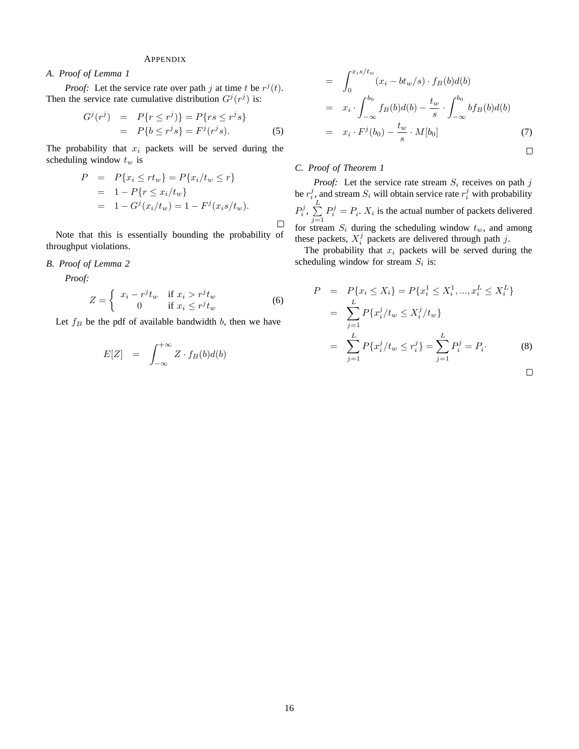# APPENDIX

## A. Proof of Lemma 1

*Proof:* Let the service rate over path $j$ at time $t$ be $r^j(t)$. Then the service rate cumulative distribution $G^j(r^j)$ is:

$$
\begin{aligned}
G^j(r^j) &= P\{r \leq r^j)\} = P\{rs \leq r^j s\} \\
&= P\{b \leq r^j s\} = F^j(r^j s).
\end{aligned} \tag{5}
$$

The probability that $x_i$ packets will be served during the scheduling window $t_w$ is

$$
\begin{aligned}
P &= P\{x_i \leq r t_w\} = P\{x_i / t_w \leq r\} \\
&= 1 - P\{r \leq x_i / t_w\} \\
&= 1 - G^j(x_i / t_w) = 1 - F^j(x_i s / t_w).
\end{aligned}
$$

□

Note that this is essentially bounding the probability of throughput violations.

## B. Proof of Lemma 2

*Proof:*

$$
Z = \begin{cases} x_i - r^j t_w & \text{if } x_i > r^j t_w \\ 0 & \text{if } x_i \leq r^j t_w \end{cases} \tag{6}
$$

Let $f_B$ be the pdf of available bandwidth $b$, then we have

$$
\begin{aligned}
E[Z] &= \int_{-\infty}^{+\infty} Z \cdot f_B(b) d(b) \\
&= \int_{0}^{x_i s / t_w} (x_i - b t_w / s) \cdot f_B(b) d(b) \\
&= x_i \cdot \int_{-\infty}^{b_0} f_B(b) d(b) - \frac{t_w}{s} \cdot \int_{-\infty}^{b_0} b f_B(b) d(b) \\
&= x_i \cdot F^j(b_0) - \frac{t_w}{s} \cdot M[b_0]
\end{aligned} \tag{7}
$$

□

## C. Proof of Theorem 1

*Proof:* Let the service rate stream $S_i$ receives on path $j$ be $r_i^j$, and stream $S_i$ will obtain service rate $r_i^j$ with probability $P_i^j$, $\sum_{j=1}^{L} P_i^j = P_i$. $X_i$ is the actual number of packets delivered for stream $S_i$ during the scheduling window $t_w$, and among these packets, $X_i^j$ packets are delivered through path $j$.

The probability that $x_i$ packets will be served during the scheduling window for stream $S_i$ is:

$$
\begin{aligned}
P &= P\{x_i \leq X_i\} = P\{x_i^1 \leq X_i^1, ..., x_i^L \leq X_i^L\} \\
&= \sum_{j=1}^{L} P\{x_i^j / t_w \leq X_i^j / t_w\} \\
&= \sum_{j=1}^{L} P\{x_i^j / t_w \leq r_i^j\} = \sum_{j=1}^{L} P_i^j = P_i.
\end{aligned} \tag{8}
$$

□